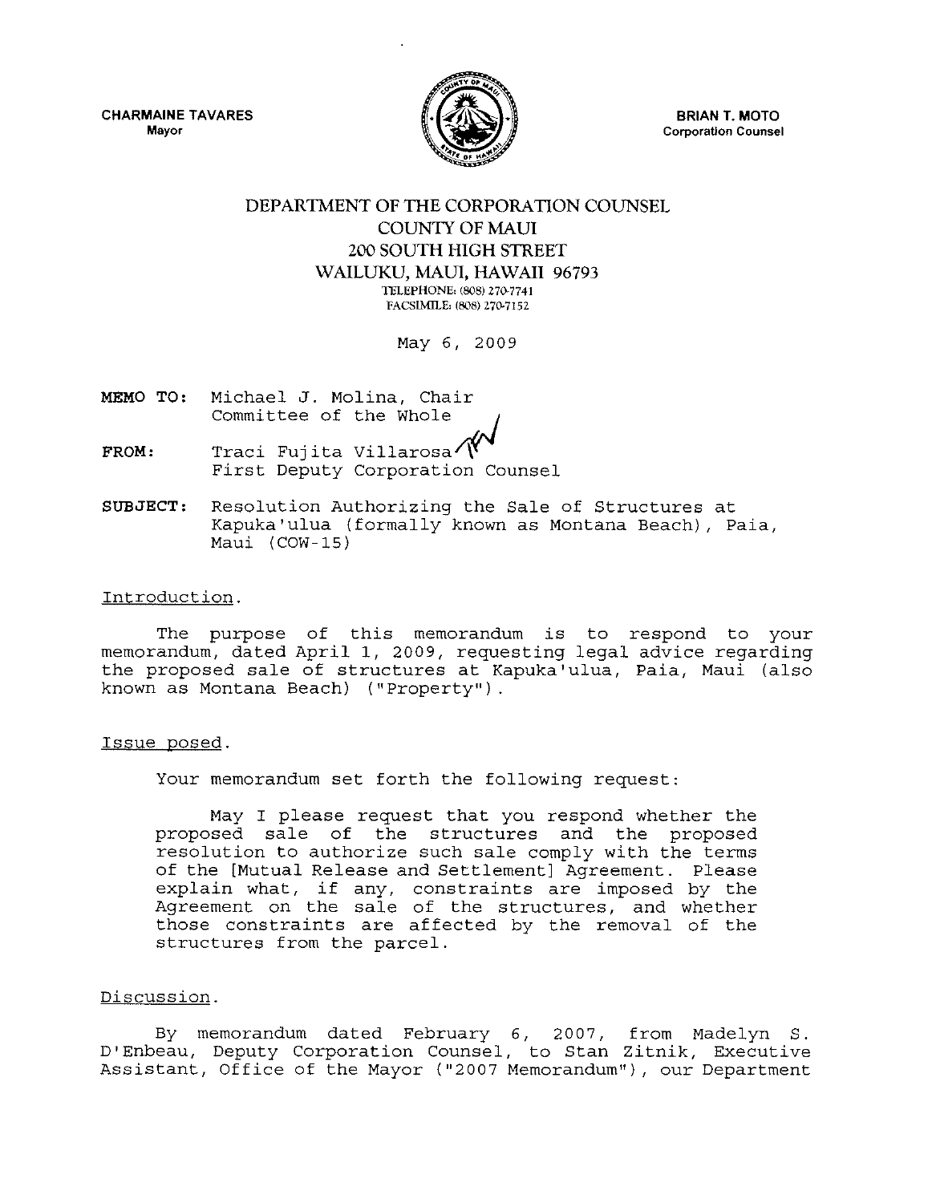**CHARMAINE TAVARES**
Mayor

**BRIAN T. MOTO**
Corporation Counsel

# DEPARTMENT OF THE CORPORATION COUNSEL
## COUNTY OF MAUI
## 200 SOUTH HIGH STREET
## WAILUKU, MAUI, HAWAII 96793

TELEPHONE: (808) 270-7741
FACSIMILE: (808) 270-7152

May 6, 2009

**MEMO TO:** Michael J. Molina, Chair
Committee of the Whole

**FROM:** Traci Fujita Villarosa
First Deputy Corporation Counsel

**SUBJECT:** Resolution Authorizing the Sale of Structures at Kapuka'ulua (formally known as Montana Beach), Paia, Maui (COW-15)

Introduction.

The purpose of this memorandum is to respond to your memorandum, dated April 1, 2009, requesting legal advice regarding the proposed sale of structures at Kapuka'ulua, Paia, Maui (also known as Montana Beach) ("Property").

Issue posed.

Your memorandum set forth the following request:

> May I please request that you respond whether the proposed sale of the structures and the proposed resolution to authorize such sale comply with the terms of the [Mutual Release and Settlement] Agreement. Please explain what, if any, constraints are imposed by the Agreement on the sale of the structures, and whether those constraints are affected by the removal of the structures from the parcel.

Discussion.

By memorandum dated February 6, 2007, from Madelyn S. D'Enbeau, Deputy Corporation Counsel, to Stan Zitnik, Executive Assistant, Office of the Mayor ("2007 Memorandum"), our Department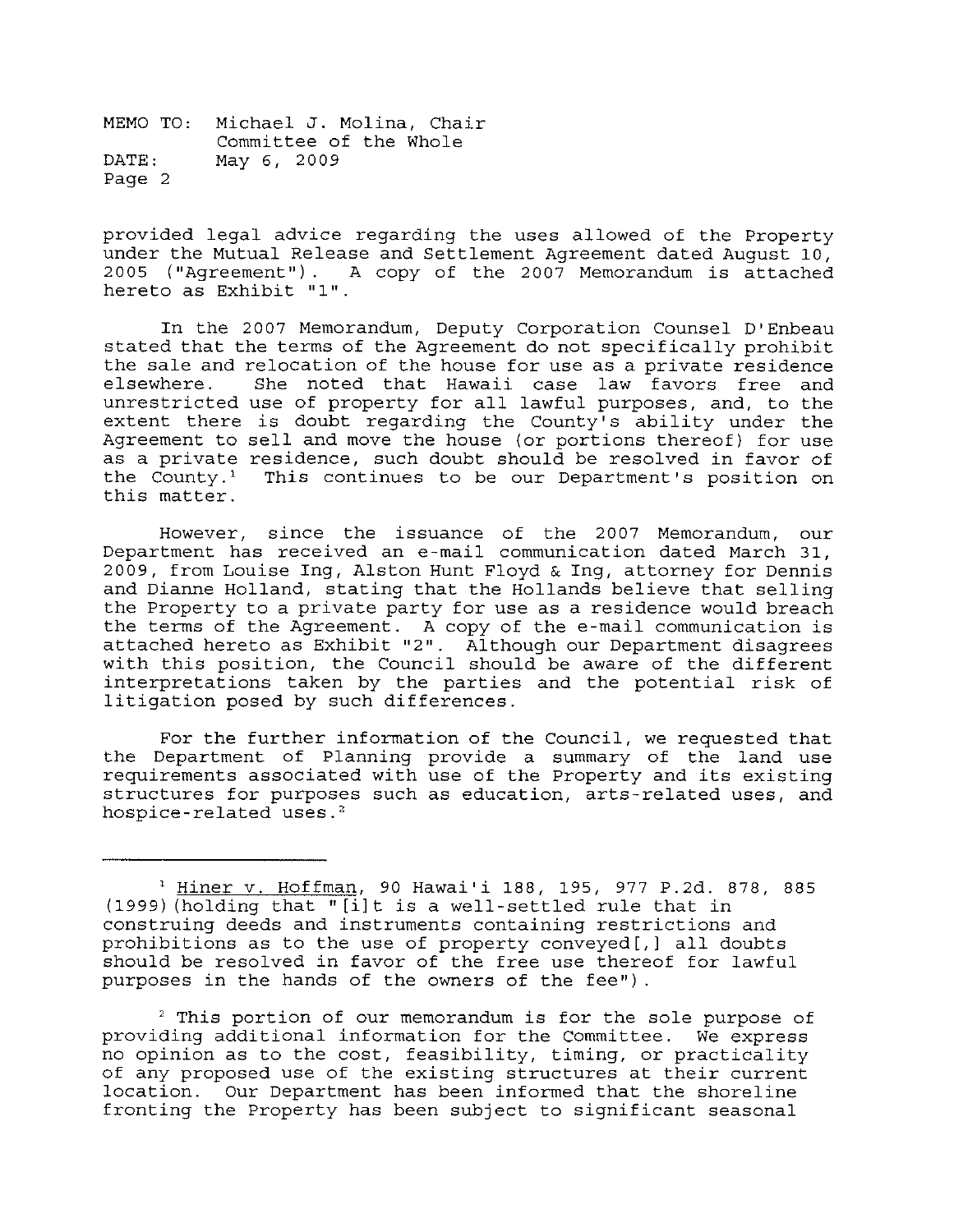provided legal advice regarding the uses allowed of the Property under the Mutual Release and Settlement Agreement dated August 10, 2005 ("Agreement"). A copy of the 2007 Memorandum is attached hereto as Exhibit "1".

In the 2007 Memorandum, Deputy Corporation Counsel D'Enbeau stated that the terms of the Agreement do not specifically prohibit the sale and relocation of the house for use as a private residence elsewhere. She noted that Hawaii case law favors free and unrestricted use of property for all lawful purposes, and, to the extent there is doubt regarding the County's ability under the Agreement to sell and move the house (or portions thereof) for use as a private residence, such doubt should be resolved in favor of the County.[1] This continues to be our Department's position on this matter.

However, since the issuance of the 2007 Memorandum, our Department has received an e-mail communication dated March 31, 2009, from Louise Ing, Alston Hunt Floyd & Ing, attorney for Dennis and Dianne Holland, stating that the Hollands believe that selling the Property to a private party for use as a residence would breach the terms of the Agreement. A copy of the e-mail communication is attached hereto as Exhibit "2". Although our Department disagrees with this position, the Council should be aware of the different interpretations taken by the parties and the potential risk of litigation posed by such differences.

For the further information of the Council, we requested that the Department of Planning provide a summary of the land use requirements associated with use of the Property and its existing structures for purposes such as education, arts-related uses, and hospice-related uses.[2]

---

[1] Hiner v. Hoffman, 90 Hawai'i 188, 195, 977 P.2d. 878, 885 (1999) (holding that "[i]t is a well-settled rule that in construing deeds and instruments containing restrictions and prohibitions as to the use of property conveyed[,] all doubts should be resolved in favor of the free use thereof for lawful purposes in the hands of the owners of the fee").

[2] This portion of our memorandum is for the sole purpose of providing additional information for the Committee. We express no opinion as to the cost, feasibility, timing, or practicality of any proposed use of the existing structures at their current location. Our Department has been informed that the shoreline fronting the Property has been subject to significant seasonal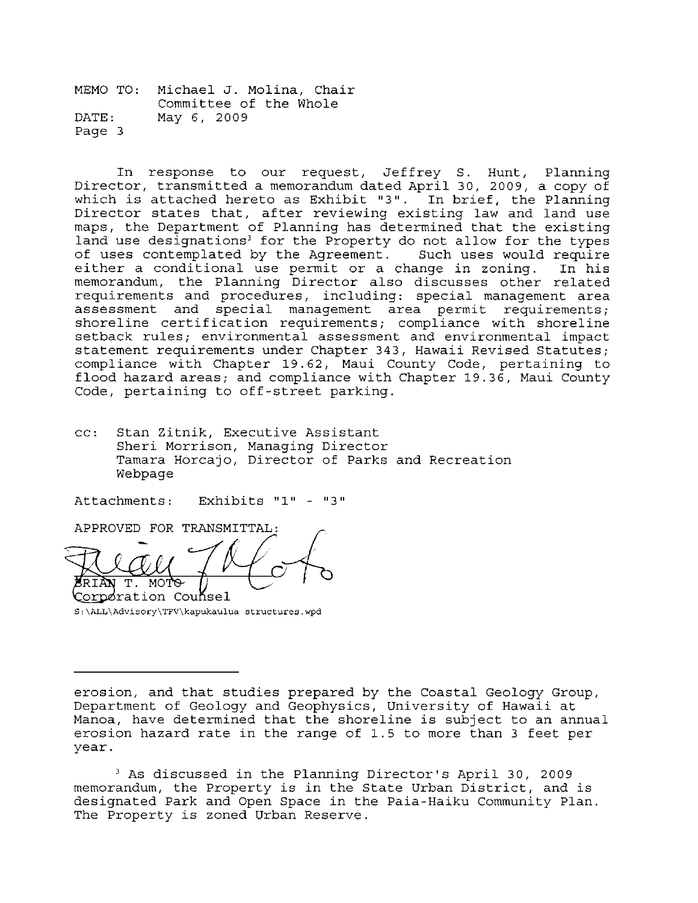MEMO TO: Michael J. Molina, Chair
Committee of the Whole
DATE: May 6, 2009
Page 3

In response to our request, Jeffrey S. Hunt, Planning Director, transmitted a memorandum dated April 30, 2009, a copy of which is attached hereto as Exhibit "3". In brief, the Planning Director states that, after reviewing existing law and land use maps, the Department of Planning has determined that the existing land use designations[3] for the Property do not allow for the types of uses contemplated by the Agreement. Such uses would require either a conditional use permit or a change in zoning. In his memorandum, the Planning Director also discusses other related requirements and procedures, including: special management area assessment and special management area permit requirements; shoreline certification requirements; compliance with shoreline setback rules; environmental assessment and environmental impact statement requirements under Chapter 343, Hawaii Revised Statutes; compliance with Chapter 19.62, Maui County Code, pertaining to flood hazard areas; and compliance with Chapter 19.36, Maui County Code, pertaining to off-street parking.

cc: Stan Zitnik, Executive Assistant
Sheri Morrison, Managing Director
Tamara Horcajo, Director of Parks and Recreation
Webpage

Attachments: Exhibits "1" - "3"

APPROVED FOR TRANSMITTAL:

BRIAN T. MOTO
Corporation Counsel

S:\ALL\Advisory\TFV\kapukaulua structures.wpd

---

erosion, and that studies prepared by the Coastal Geology Group, Department of Geology and Geophysics, University of Hawaii at Manoa, have determined that the shoreline is subject to an annual erosion hazard rate in the range of 1.5 to more than 3 feet per year.

[3] As discussed in the Planning Director's April 30, 2009 memorandum, the Property is in the State Urban District, and is designated Park and Open Space in the Paia-Haiku Community Plan. The Property is zoned Urban Reserve.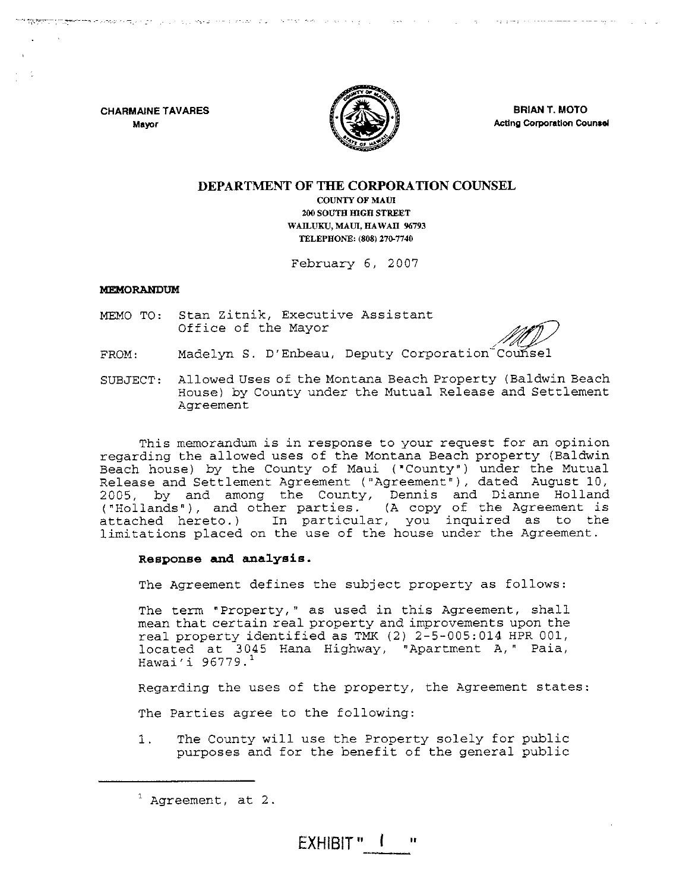CHARMAINE TAVARES
Mayor

BRIAN T. MOTO
Acting Corporation Counsel

# DEPARTMENT OF THE CORPORATION COUNSEL

COUNTY OF MAUI
200 SOUTH HIGH STREET
WAILUKU, MAUI, HAWAII 96793
TELEPHONE: (808) 270-7740

February 6, 2007

**MEMORANDUM**

MEMO TO: Stan Zitnik, Executive Assistant
Office of the Mayor

FROM: Madelyn S. D'Enbeau, Deputy Corporation Counsel

SUBJECT: Allowed Uses of the Montana Beach Property (Baldwin Beach House) by County under the Mutual Release and Settlement Agreement

This memorandum is in response to your request for an opinion regarding the allowed uses of the Montana Beach property (Baldwin Beach house) by the County of Maui ("County") under the Mutual Release and Settlement Agreement ("Agreement"), dated August 10, 2005, by and among the County, Dennis and Dianne Holland ("Hollands"), and other parties. (A copy of the Agreement is attached hereto.) In particular, you inquired as to the limitations placed on the use of the house under the Agreement.

**Response and analysis.**

The Agreement defines the subject property as follows:

The term "Property," as used in this Agreement, shall mean that certain real property and improvements upon the real property identified as TMK (2) 2-5-005:014 HPR 001, located at 3045 Hana Highway, "Apartment A," Paia, Hawai'i 96779.[1]

Regarding the uses of the property, the Agreement states:

The Parties agree to the following:

1. The County will use the Property solely for public purposes and for the benefit of the general public

[1] Agreement, at 2.

EXHIBIT " 1 "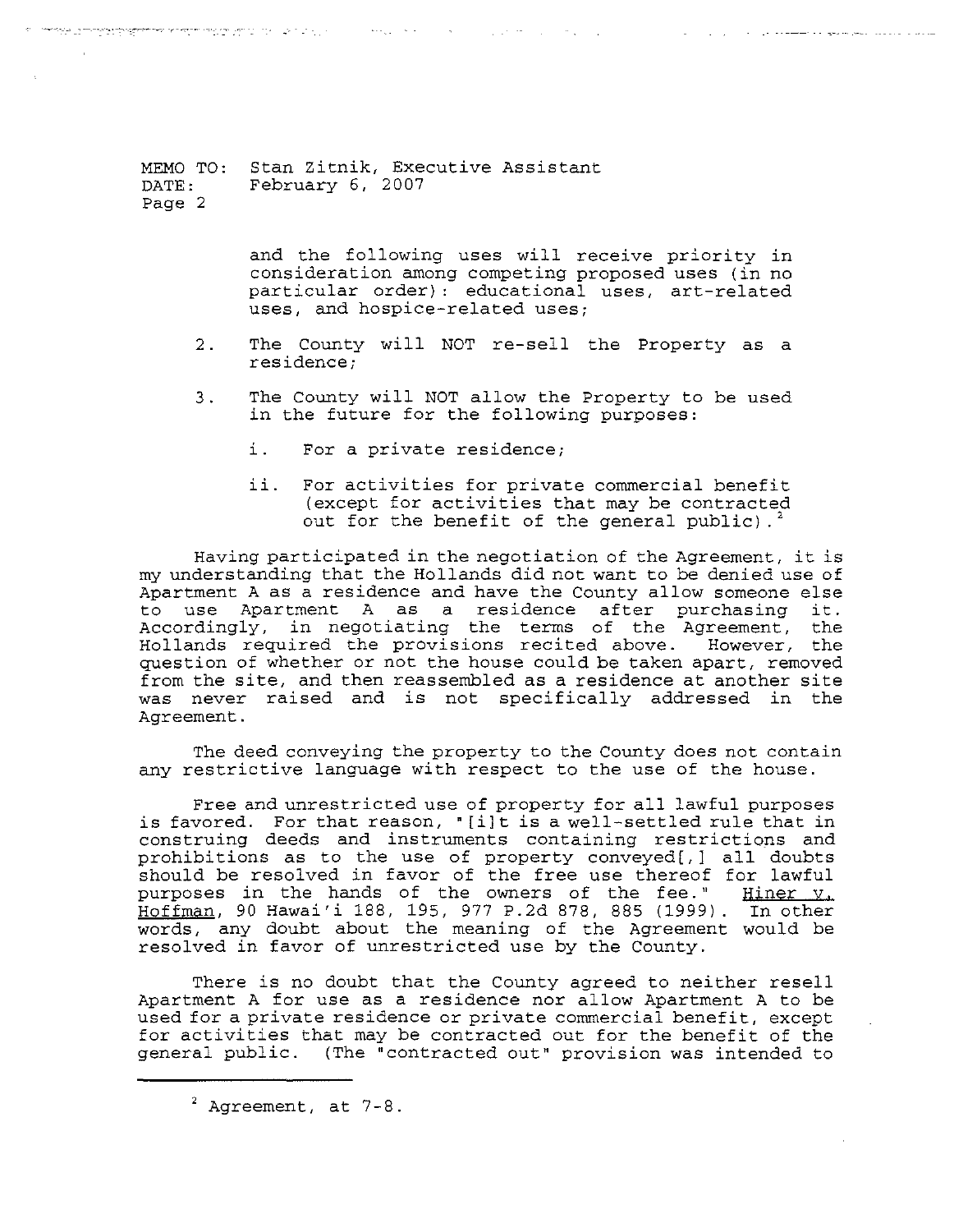and the following uses will receive priority in consideration among competing proposed uses (in no particular order): educational uses, art-related uses, and hospice-related uses;

2. The County will NOT re-sell the Property as a residence;

3. The County will NOT allow the Property to be used in the future for the following purposes:

   i. For a private residence;

   ii. For activities for private commercial benefit (except for activities that may be contracted out for the benefit of the general public).[2]

Having participated in the negotiation of the Agreement, it is my understanding that the Hollands did not want to be denied use of Apartment A as a residence and have the County allow someone else to use Apartment A as a residence after purchasing it. Accordingly, in negotiating the terms of the Agreement, the Hollands required the provisions recited above. However, the question of whether or not the house could be taken apart, removed from the site, and then reassembled as a residence at another site was never raised and is not specifically addressed in the Agreement.

The deed conveying the property to the County does not contain any restrictive language with respect to the use of the house.

Free and unrestricted use of property for all lawful purposes is favored. For that reason, "[i]t is a well-settled rule that in construing deeds and instruments containing restrictions and prohibitions as to the use of property conveyed[,] all doubts should be resolved in favor of the free use thereof for lawful purposes in the hands of the owners of the fee." Hiner v. Hoffman, 90 Hawai'i 188, 195, 977 P.2d 878, 885 (1999). In other words, any doubt about the meaning of the Agreement would be resolved in favor of unrestricted use by the County.

There is no doubt that the County agreed to neither resell Apartment A for use as a residence nor allow Apartment A to be used for a private residence or private commercial benefit, except for activities that may be contracted out for the benefit of the general public. (The "contracted out" provision was intended to

---

[2] Agreement, at 7-8.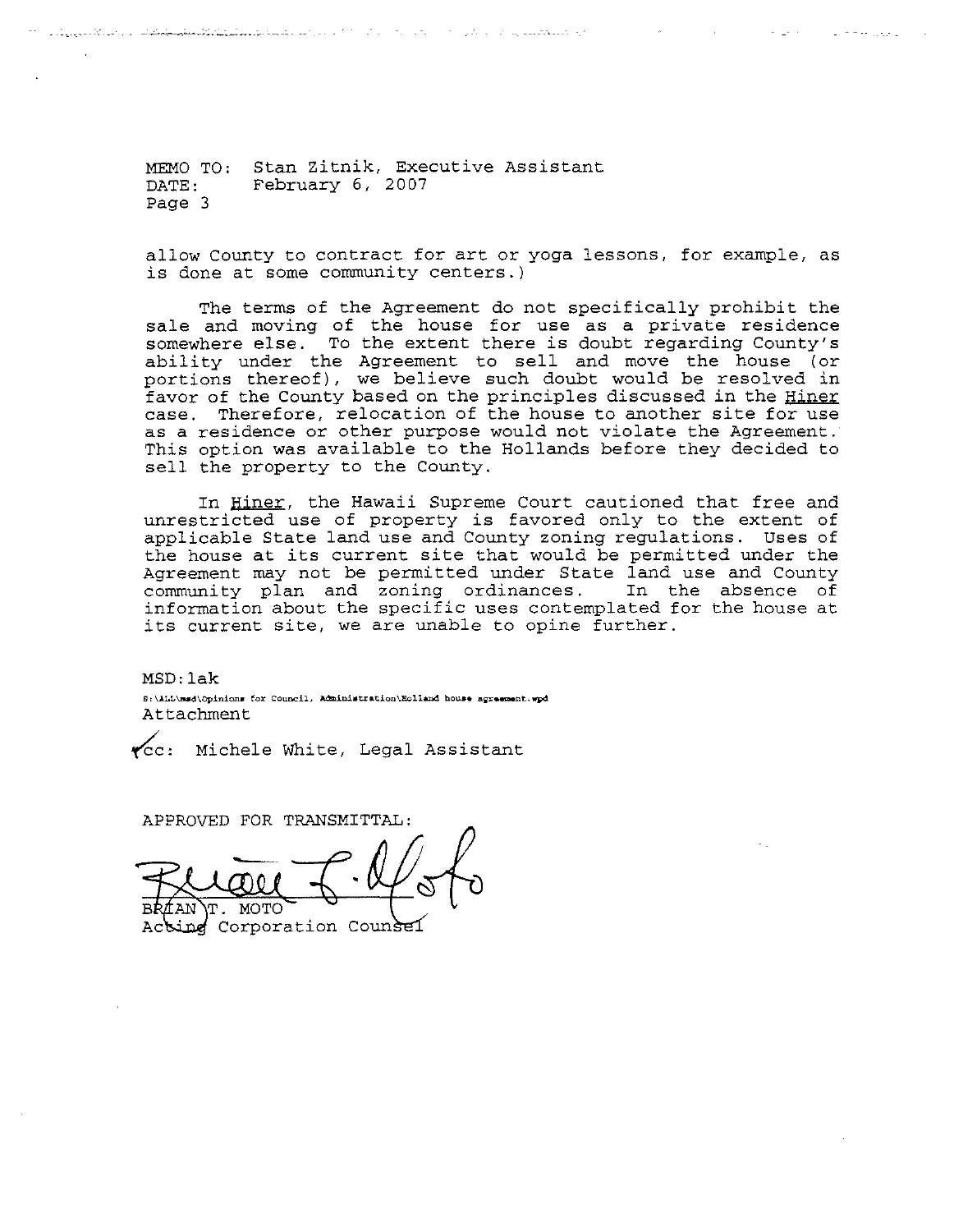MEMO TO: Stan Zitnik, Executive Assistant
DATE: February 6, 2007
Page 3

allow County to contract for art or yoga lessons, for example, as is done at some community centers.)

The terms of the Agreement do not specifically prohibit the sale and moving of the house for use as a private residence somewhere else. To the extent there is doubt regarding County's ability under the Agreement to sell and move the house (or portions thereof), we believe such doubt would be resolved in favor of the County based on the principles discussed in the Hiner case. Therefore, relocation of the house to another site for use as a residence or other purpose would not violate the Agreement. This option was available to the Hollands before they decided to sell the property to the County.

In Hiner, the Hawaii Supreme Court cautioned that free and unrestricted use of property is favored only to the extent of applicable State land use and County zoning regulations. Uses of the house at its current site that would be permitted under the Agreement may not be permitted under State land use and County community plan and zoning ordinances. In the absence of information about the specific uses contemplated for the house at its current site, we are unable to opine further.

MSD:lak
S:\ALL\msd\Opinions for Council, Administration\Holland house agreement.wpd
Attachment

cc: Michele White, Legal Assistant

APPROVED FOR TRANSMITTAL:

BRIAN T. MOTO
Acting Corporation Counsel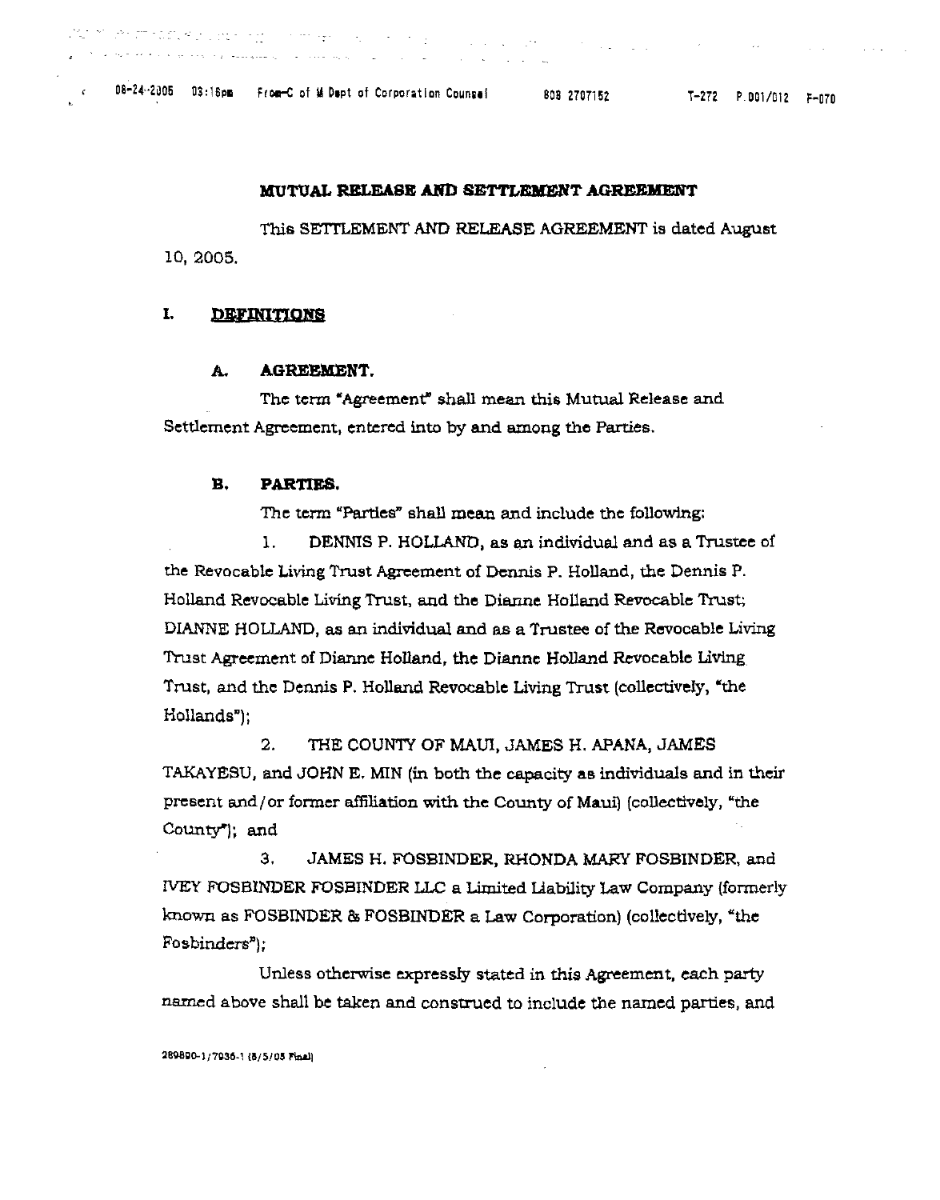## MUTUAL RELEASE AND SETTLEMENT AGREEMENT

This SETTLEMENT AND RELEASE AGREEMENT is dated August 10, 2005.

### I. DEFINITIONS

#### A. AGREEMENT.

The term "Agreement" shall mean this Mutual Release and Settlement Agreement, entered into by and among the Parties.

#### B. PARTIES.

The term "Parties" shall mean and include the following:

1. DENNIS P. HOLLAND, as an individual and as a Trustee of the Revocable Living Trust Agreement of Dennis P. Holland, the Dennis P. Holland Revocable Living Trust, and the Dianne Holland Revocable Trust; DIANNE HOLLAND, as an individual and as a Trustee of the Revocable Living Trust Agreement of Dianne Holland, the Dianne Holland Revocable Living Trust, and the Dennis P. Holland Revocable Living Trust (collectively, "the Hollands");

2. THE COUNTY OF MAUI, JAMES H. APANA, JAMES TAKAYESU, and JOHN E. MIN (in both the capacity as individuals and in their present and/or former affiliation with the County of Maui) (collectively, "the County"); and

3. JAMES H. FOSBINDER, RHONDA MARY FOSBINDER, and IVEY FOSBINDER FOSBINDER LLC a Limited Liability Law Company (formerly known as FOSBINDER & FOSBINDER a Law Corporation) (collectively, "the Fosbinders");

Unless otherwise expressly stated in this Agreement, each party named above shall be taken and construed to include the named parties, and

289890-1/7036-1 (8/5/05 Final)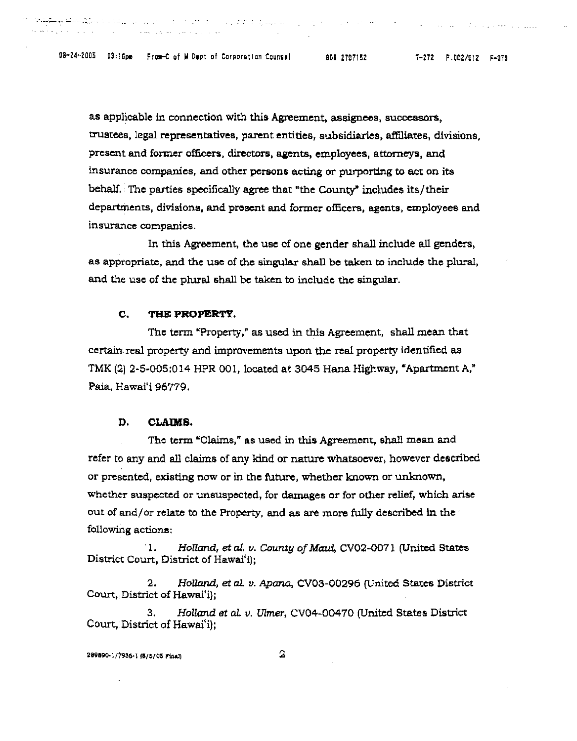as applicable in connection with this Agreement, assignees, successors, trustees, legal representatives, parent entities, subsidiaries, affiliates, divisions, present and former officers, directors, agents, employees, attorneys, and insurance companies, and other persons acting or purporting to act on its behalf. The parties specifically agree that "the County" includes its/their departments, divisions, and present and former officers, agents, employees and insurance companies.

In this Agreement, the use of one gender shall include all genders, as appropriate, and the use of the singular shall be taken to include the plural, and the use of the plural shall be taken to include the singular.

### C. THE PROPERTY.

The term "Property," as used in this Agreement, shall mean that certain real property and improvements upon the real property identified as TMK (2) 2-5-005:014 HPR 001, located at 3045 Hana Highway, "Apartment A," Paia, Hawai'i 96779.

### D. CLAIMS.

The term "Claims," as used in this Agreement, shall mean and refer to any and all claims of any kind or nature whatsoever, however described or presented, existing now or in the future, whether known or unknown, whether suspected or unsuspected, for damages or for other relief, which arise out of and/or relate to the Property, and as are more fully described in the following actions:

1. *Holland, et al. v. County of Maui*, CV02-0071 (United States District Court, District of Hawai'i);

2. *Holland, et al. v. Apana*, CV03-00296 (United States District Court, District of Hawai'i);

3. *Holland et al. v. Ulmer*, CV04-00470 (United States District Court, District of Hawai'i);

289890-1/7936-1 (8/5/05 Final)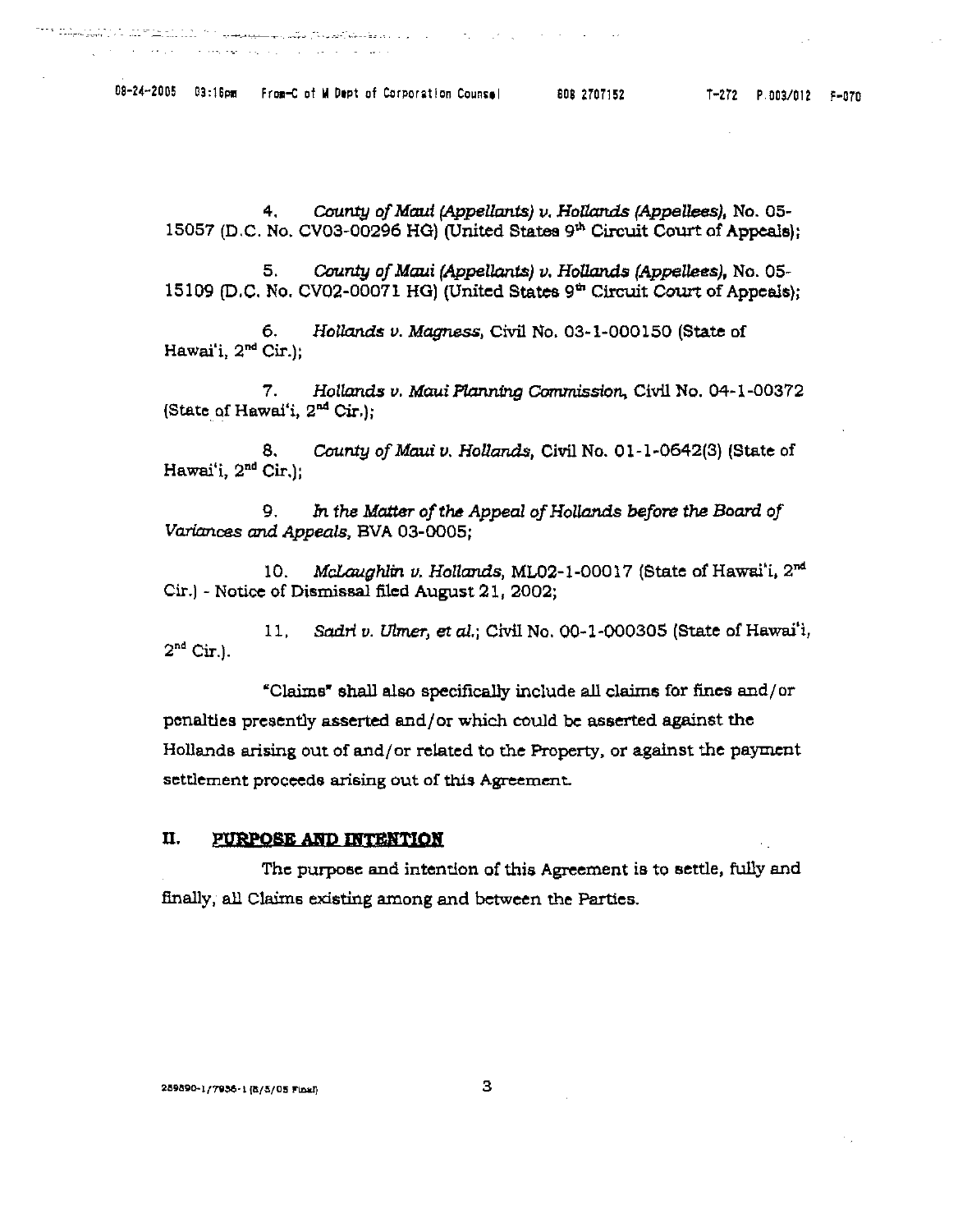4. *County of Maui (Appellants) v. Hollands (Appellees)*, No. 05-15057 (D.C. No. CV03-00296 HG) (United States 9th Circuit Court of Appeals);

5. *County of Maui (Appellants) v. Hollands (Appellees)*, No. 05-15109 (D.C. No. CV02-00071 HG) (United States 9th Circuit Court of Appeals);

6. *Hollands v. Magness*, Civil No. 03-1-000150 (State of Hawai'i, 2nd Cir.);

7. *Hollands v. Maui Planning Commission*, Civil No. 04-1-00372 (State of Hawai'i, 2nd Cir.);

8. *County of Maui v. Hollands*, Civil No. 01-1-0642(3) (State of Hawai'i, 2nd Cir.);

9. *In the Matter of the Appeal of Hollands before the Board of Variances and Appeals*, BVA 03-0005;

10. *McLaughlin v. Hollands*, ML02-1-00017 (State of Hawai'i, 2nd Cir.) - Notice of Dismissal filed August 21, 2002;

11. *Sadri v. Ulmer, et al.*; Civil No. 00-1-000305 (State of Hawai'i, 2nd Cir.).

"Claims" shall also specifically include all claims for fines and/or penalties presently asserted and/or which could be asserted against the Hollands arising out of and/or related to the Property, or against the payment settlement proceeds arising out of this Agreement.

## II. PURPOSE AND INTENTION

The purpose and intention of this Agreement is to settle, fully and finally, all Claims existing among and between the Parties.

259890-1/7936-1 (8/5/05 Final)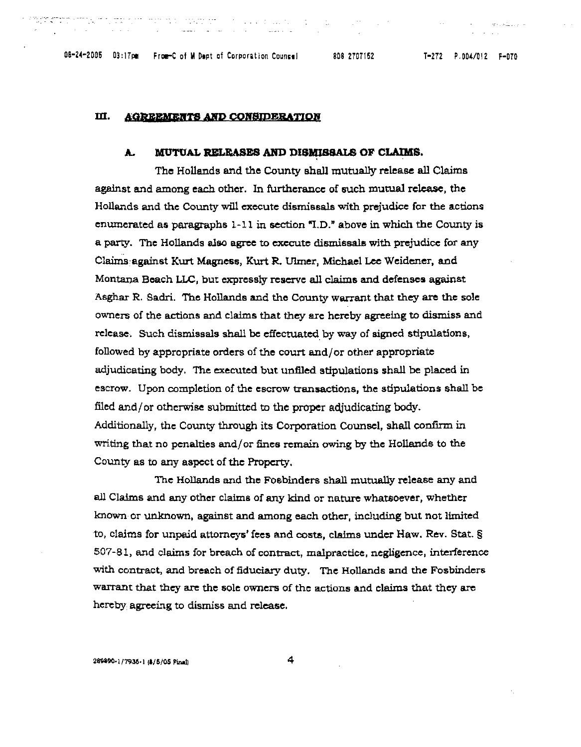## III. AGREEMENTS AND CONSIDERATION

### A. MUTUAL RELEASES AND DISMISSALS OF CLAIMS.

The Hollands and the County shall mutually release all Claims against and among each other. In furtherance of such mutual release, the Hollands and the County will execute dismissals with prejudice for the actions enumerated as paragraphs 1-11 in section "I.D." above in which the County is a party. The Hollands also agree to execute dismissals with prejudice for any Claims against Kurt Magness, Kurt R. Ulmer, Michael Lee Weidener, and Montana Beach LLC, but expressly reserve all claims and defenses against Asghar R. Sadri. The Hollands and the County warrant that they are the sole owners of the actions and claims that they are hereby agreeing to dismiss and release. Such dismissals shall be effectuated by way of signed stipulations, followed by appropriate orders of the court and/or other appropriate adjudicating body. The executed but unfiled stipulations shall be placed in escrow. Upon completion of the escrow transactions, the stipulations shall be filed and/or otherwise submitted to the proper adjudicating body. Additionally, the County through its Corporation Counsel, shall confirm in writing that no penalties and/or fines remain owing by the Hollands to the County as to any aspect of the Property.

The Hollands and the Fosbinders shall mutually release any and all Claims and any other claims of any kind or nature whatsoever, whether known or unknown, against and among each other, including but not limited to, claims for unpaid attorneys' fees and costs, claims under Haw. Rev. Stat. § 507-81, and claims for breach of contract, malpractice, negligence, interference with contract, and breach of fiduciary duty. The Hollands and the Fosbinders warrant that they are the sole owners of the actions and claims that they are hereby agreeing to dismiss and release.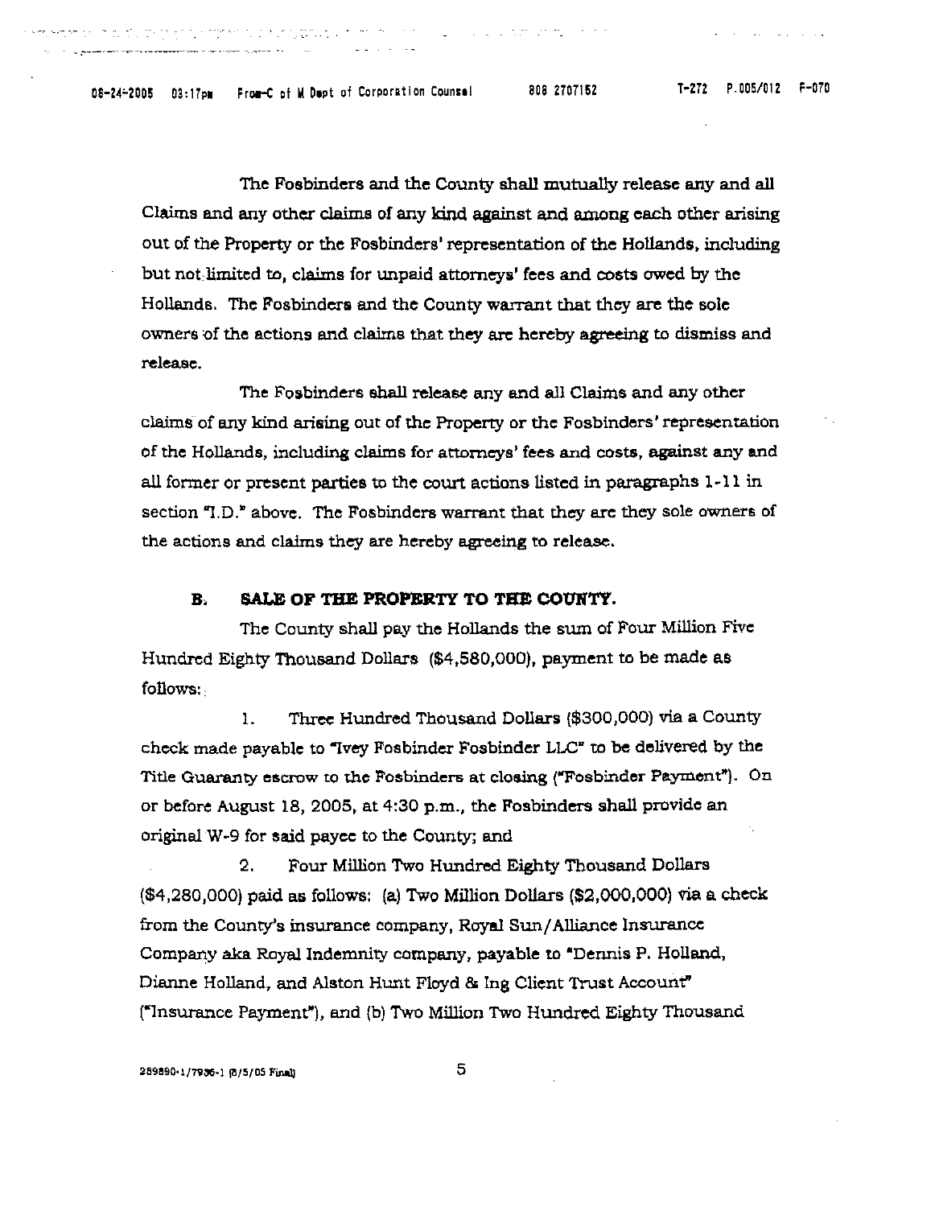The Fosbinders and the County shall mutually release any and all Claims and any other claims of any kind against and among each other arising out of the Property or the Fosbinders' representation of the Hollands, including but not limited to, claims for unpaid attorneys' fees and costs owed by the Hollands. The Fosbinders and the County warrant that they are the sole owners of the actions and claims that they are hereby agreeing to dismiss and release.

The Fosbinders shall release any and all Claims and any other claims of any kind arising out of the Property or the Fosbinders' representation of the Hollands, including claims for attorneys' fees and costs, against any and all former or present parties to the court actions listed in paragraphs 1-11 in section "I.D." above. The Fosbinders warrant that they are they sole owners of the actions and claims they are hereby agreeing to release.

**B. SALE OF THE PROPERTY TO THE COUNTY.**

The County shall pay the Hollands the sum of Four Million Five Hundred Eighty Thousand Dollars ($4,580,000), payment to be made as follows:

1. Three Hundred Thousand Dollars ($300,000) via a County check made payable to "Ivey Fosbinder Fosbinder LLC" to be delivered by the Title Guaranty escrow to the Fosbinders at closing ("Fosbinder Payment"). On or before August 18, 2005, at 4:30 p.m., the Fosbinders shall provide an original W-9 for said payee to the County; and

2. Four Million Two Hundred Eighty Thousand Dollars ($4,280,000) paid as follows: (a) Two Million Dollars ($2,000,000) via a check from the County's insurance company, Royal Sun/Alliance Insurance Company aka Royal Indemnity company, payable to "Dennis P. Holland, Dianne Holland, and Alston Hunt Floyd & Ing Client Trust Account" ("Insurance Payment"), and (b) Two Million Two Hundred Eighty Thousand

289890-1/7936-1 (8/5/05 Final)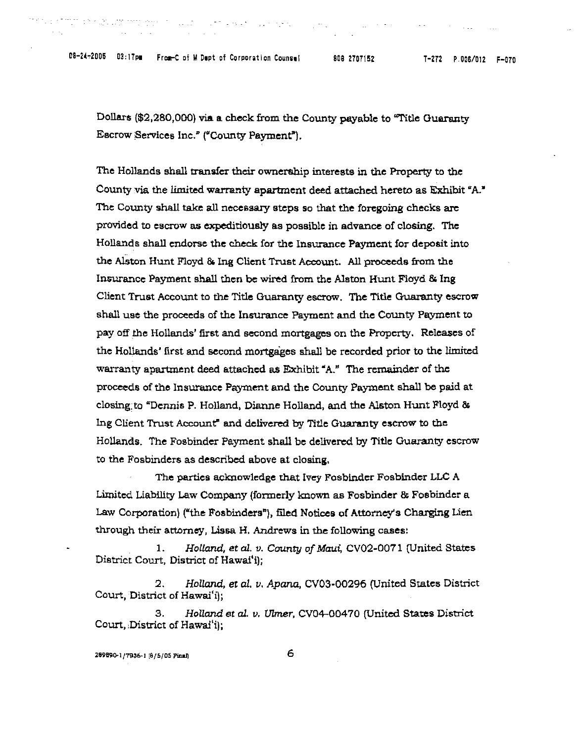Dollars ($2,280,000) via a check from the County payable to "Title Guaranty Escrow Services Inc." ("County Payment").

The Hollands shall transfer their ownership interests in the Property to the County via the limited warranty apartment deed attached hereto as Exhibit "A." The County shall take all necessary steps so that the foregoing checks are provided to escrow as expeditiously as possible in advance of closing. The Hollands shall endorse the check for the Insurance Payment for deposit into the Alston Hunt Floyd & Ing Client Trust Account. All proceeds from the Insurance Payment shall then be wired from the Alston Hunt Floyd & Ing Client Trust Account to the Title Guaranty escrow. The Title Guaranty escrow shall use the proceeds of the Insurance Payment and the County Payment to pay off the Hollands' first and second mortgages on the Property. Releases of the Hollands' first and second mortgages shall be recorded prior to the limited warranty apartment deed attached as Exhibit "A." The remainder of the proceeds of the Insurance Payment and the County Payment shall be paid at closing to "Dennis P. Holland, Dianne Holland, and the Alston Hunt Floyd & Ing Client Trust Account" and delivered by Title Guaranty escrow to the Hollands. The Fosbinder Payment shall be delivered by Title Guaranty escrow to the Fosbinders as described above at closing.

The parties acknowledge that Ivey Fosbinder Fosbinder LLC A Limited Liability Law Company (formerly known as Fosbinder & Fosbinder a Law Corporation) ("the Fosbinders"), filed Notices of Attorney's Charging Lien through their attorney, Lissa H. Andrews in the following cases:

1. *Holland, et al. v. County of Maui*, CV02-0071 (United States District Court, District of Hawai'i);

2. *Holland, et al. v. Apana*, CV03-00296 (United States District Court, District of Hawai'i);

3. *Holland et al. v. Ulmer*, CV04-00470 (United States District Court, District of Hawai'i);

289890-1/7936-1 (8/5/05 Final)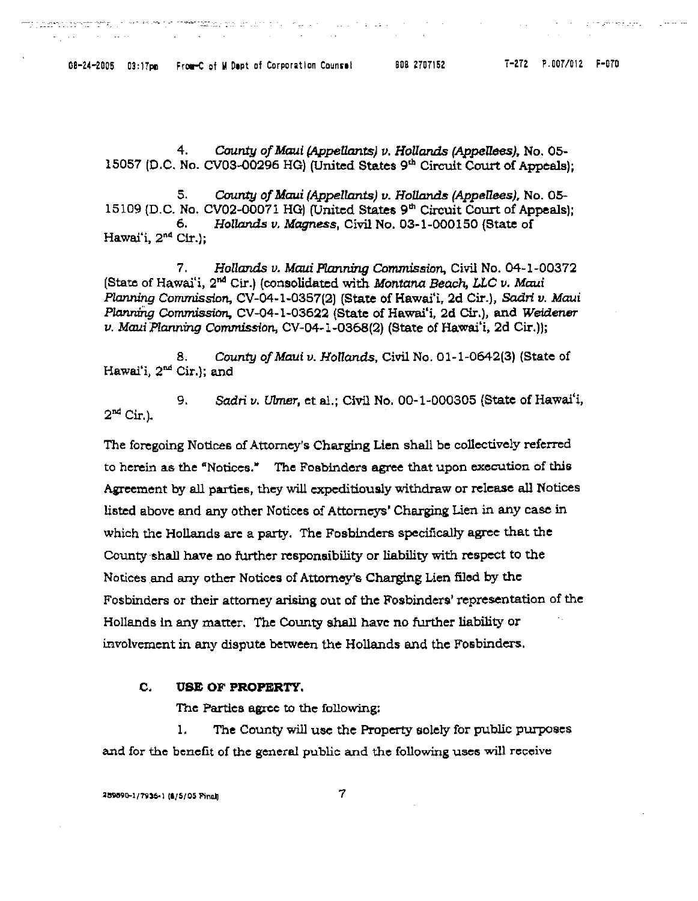4. *County of Maui (Appellants) v. Hollands (Appellees)*, No. 05-15057 (D.C. No. CV03-00296 HG) (United States 9th Circuit Court of Appeals);

5. *County of Maui (Appellants) v. Hollands (Appellees)*, No. 05-15109 (D.C. No. CV02-00071 HG) (United States 9th Circuit Court of Appeals);

6. *Hollands v. Magness*, Civil No. 03-1-000150 (State of Hawai'i, 2nd Cir.);

7. *Hollands v. Maui Planning Commission*, Civil No. 04-1-00372 (State of Hawai'i, 2nd Cir.) (consolidated with *Montana Beach, LLC v. Maui Planning Commission*, CV-04-1-0357(2) (State of Hawai'i, 2d Cir.), *Sadri v. Maui Planning Commission*, CV-04-1-03622 (State of Hawai'i, 2d Cir.), and *Weidener v. Maui Planning Commission*, CV-04-1-0368(2) (State of Hawai'i, 2d Cir.));

8. *County of Maui v. Hollands*, Civil No. 01-1-0642(3) (State of Hawai'i, 2nd Cir.); and

9. *Sadri v. Ulmer*, et al.; Civil No. 00-1-000305 (State of Hawai'i, 2nd Cir.).

The foregoing Notices of Attorney's Charging Lien shall be collectively referred to herein as the "Notices." The Fosbinders agree that upon execution of this Agreement by all parties, they will expeditiously withdraw or release all Notices listed above and any other Notices of Attorneys' Charging Lien in any case in which the Hollands are a party. The Fosbinders specifically agree that the County shall have no further responsibility or liability with respect to the Notices and any other Notices of Attorney's Charging Lien filed by the Fosbinders or their attorney arising out of the Fosbinders' representation of the Hollands in any matter. The County shall have no further liability or involvement in any dispute between the Hollands and the Fosbinders.

**C. USE OF PROPERTY.**

The Parties agree to the following:

1. The County will use the Property solely for public purposes and for the benefit of the general public and the following uses will receive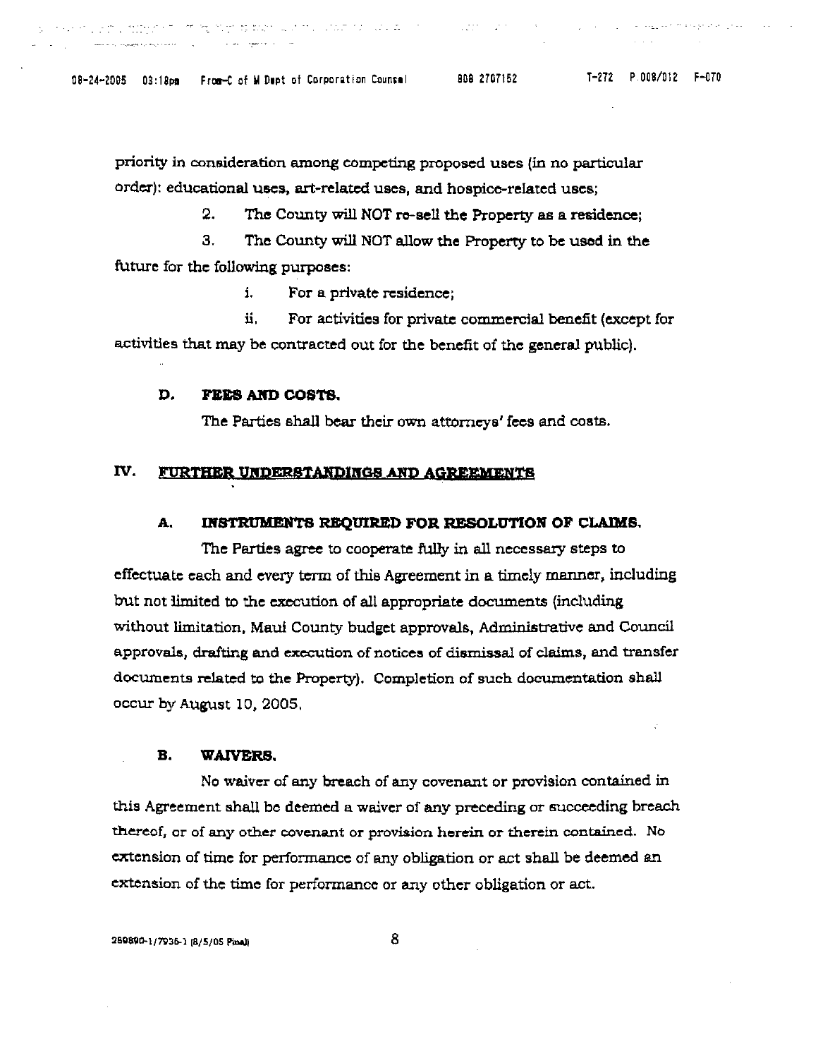priority in consideration among competing proposed uses (in no particular order): educational uses, art-related uses, and hospice-related uses;

2. The County will NOT re-sell the Property as a residence;

3. The County will NOT allow the Property to be used in the future for the following purposes:

i. For a private residence;

ii. For activities for private commercial benefit (except for activities that may be contracted out for the benefit of the general public).

**D. FEES AND COSTS.**

The Parties shall bear their own attorneys' fees and costs.

## IV. FURTHER UNDERSTANDINGS AND AGREEMENTS

**A. INSTRUMENTS REQUIRED FOR RESOLUTION OF CLAIMS.**

The Parties agree to cooperate fully in all necessary steps to effectuate each and every term of this Agreement in a timely manner, including but not limited to the execution of all appropriate documents (including without limitation, Maui County budget approvals, Administrative and Council approvals, drafting and execution of notices of dismissal of claims, and transfer documents related to the Property). Completion of such documentation shall occur by August 10, 2005.

**B. WAIVERS.**

No waiver of any breach of any covenant or provision contained in this Agreement shall be deemed a waiver of any preceding or succeeding breach thereof, or of any other covenant or provision herein or therein contained. No extension of time for performance of any obligation or act shall be deemed an extension of the time for performance or any other obligation or act.

289890-1/7936-1 (8/5/05 Final)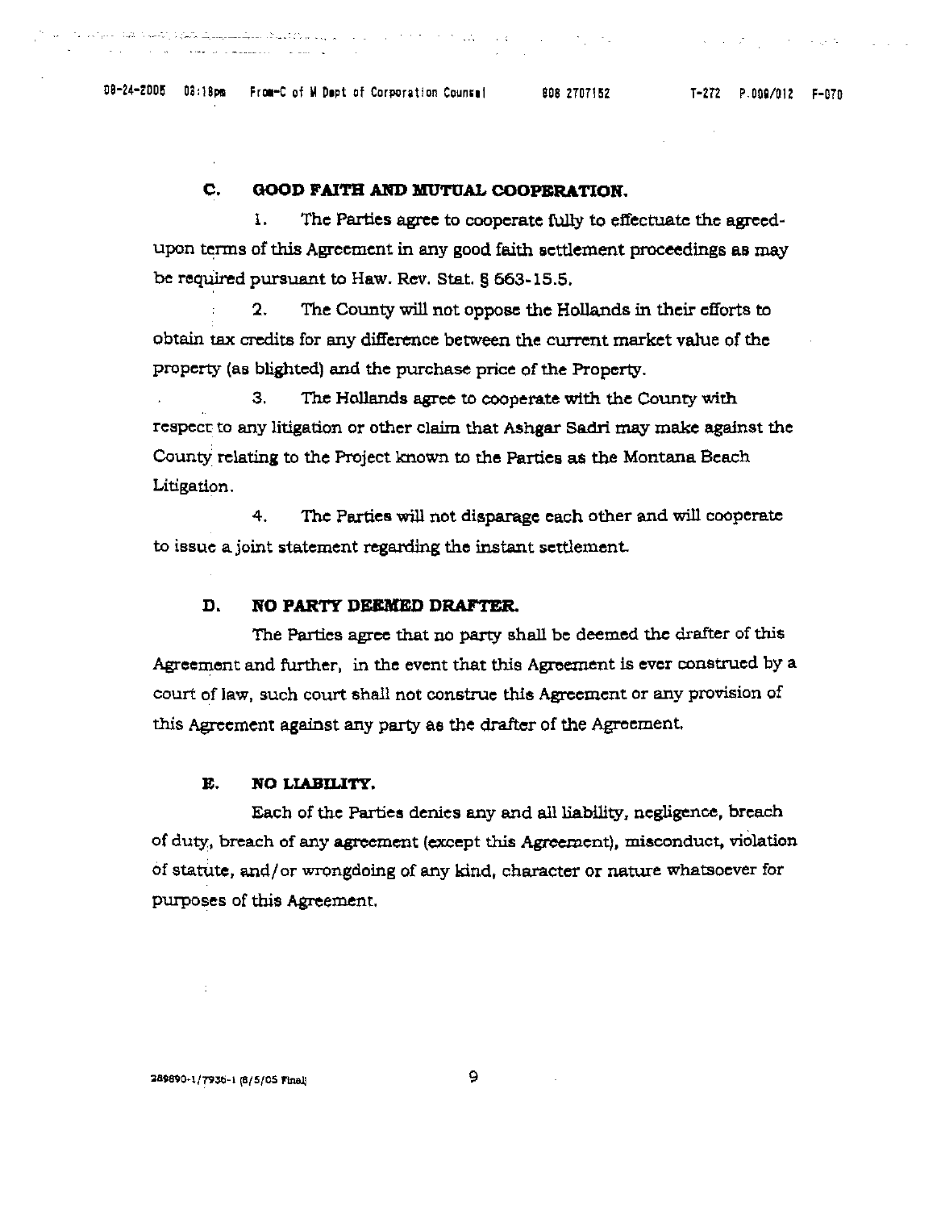## C. GOOD FAITH AND MUTUAL COOPERATION.

1. The Parties agree to cooperate fully to effectuate the agreed-upon terms of this Agreement in any good faith settlement proceedings as may be required pursuant to Haw. Rev. Stat. § 663-15.5.

2. The County will not oppose the Hollands in their efforts to obtain tax credits for any difference between the current market value of the property (as blighted) and the purchase price of the Property.

3. The Hollands agree to cooperate with the County with respect to any litigation or other claim that Ashgar Sadri may make against the County relating to the Project known to the Parties as the Montana Beach Litigation.

4. The Parties will not disparage each other and will cooperate to issue a joint statement regarding the instant settlement.

## D. NO PARTY DEEMED DRAFTER.

The Parties agree that no party shall be deemed the drafter of this Agreement and further, in the event that this Agreement is ever construed by a court of law, such court shall not construe this Agreement or any provision of this Agreement against any party as the drafter of the Agreement.

## E. NO LIABILITY.

Each of the Parties denies any and all liability, negligence, breach of duty, breach of any agreement (except this Agreement), misconduct, violation of statute, and/or wrongdoing of any kind, character or nature whatsoever for purposes of this Agreement.

289890-1/7936-1 (8/5/05 Final)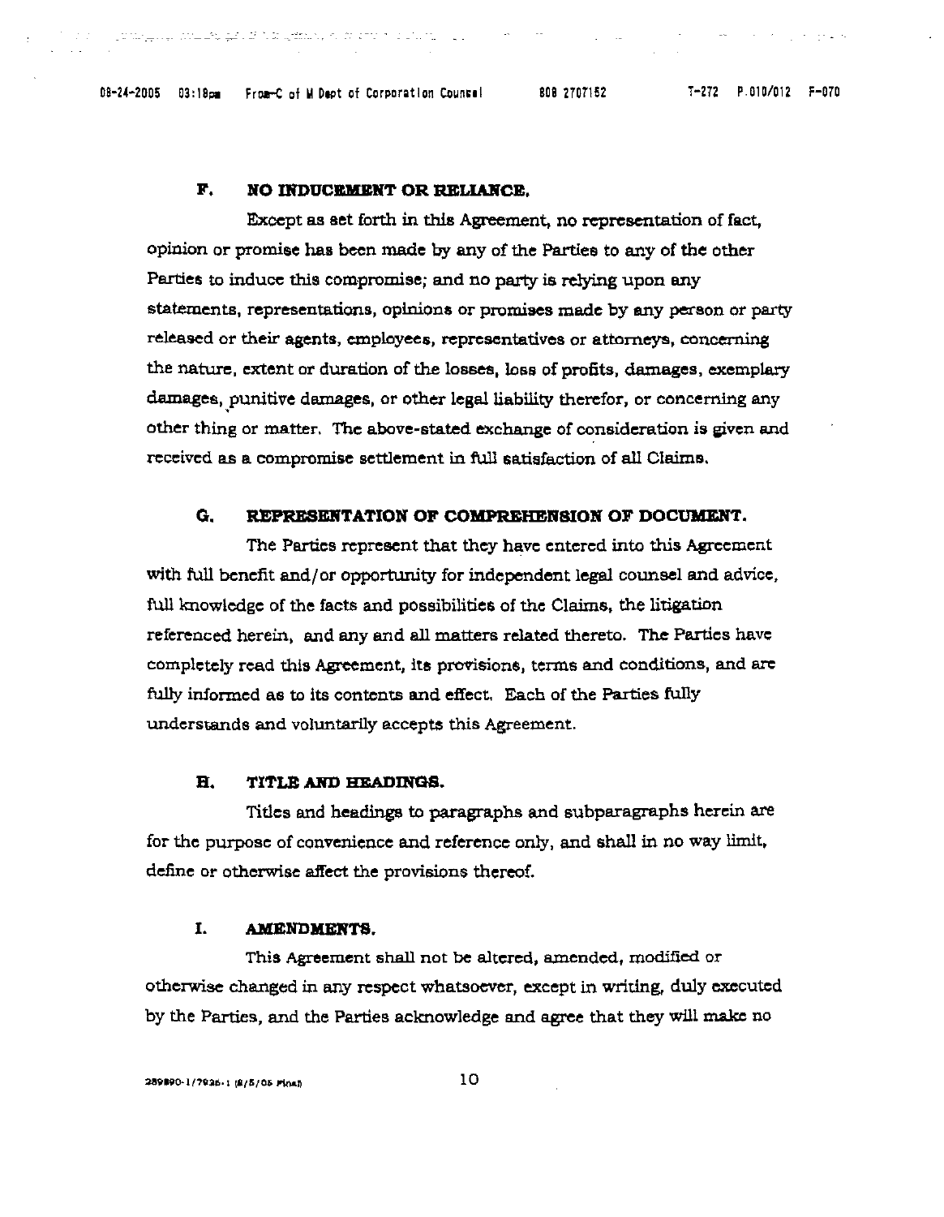**F. NO INDUCEMENT OR RELIANCE.**

Except as set forth in this Agreement, no representation of fact, opinion or promise has been made by any of the Parties to any of the other Parties to induce this compromise; and no party is relying upon any statements, representations, opinions or promises made by any person or party released or their agents, employees, representatives or attorneys, concerning the nature, extent or duration of the losses, loss of profits, damages, exemplary damages, punitive damages, or other legal liability therefor, or concerning any other thing or matter. The above-stated exchange of consideration is given and received as a compromise settlement in full satisfaction of all Claims.

**G. REPRESENTATION OF COMPREHENSION OF DOCUMENT.**

The Parties represent that they have entered into this Agreement with full benefit and/or opportunity for independent legal counsel and advice, full knowledge of the facts and possibilities of the Claims, the litigation referenced herein, and any and all matters related thereto. The Parties have completely read this Agreement, its provisions, terms and conditions, and are fully informed as to its contents and effect. Each of the Parties fully understands and voluntarily accepts this Agreement.

**H. TITLE AND HEADINGS.**

Titles and headings to paragraphs and subparagraphs herein are for the purpose of convenience and reference only, and shall in no way limit, define or otherwise affect the provisions thereof.

**I. AMENDMENTS.**

This Agreement shall not be altered, amended, modified or otherwise changed in any respect whatsoever, except in writing, duly executed by the Parties, and the Parties acknowledge and agree that they will make no

289890-1/7936-1 (8/5/05 Final)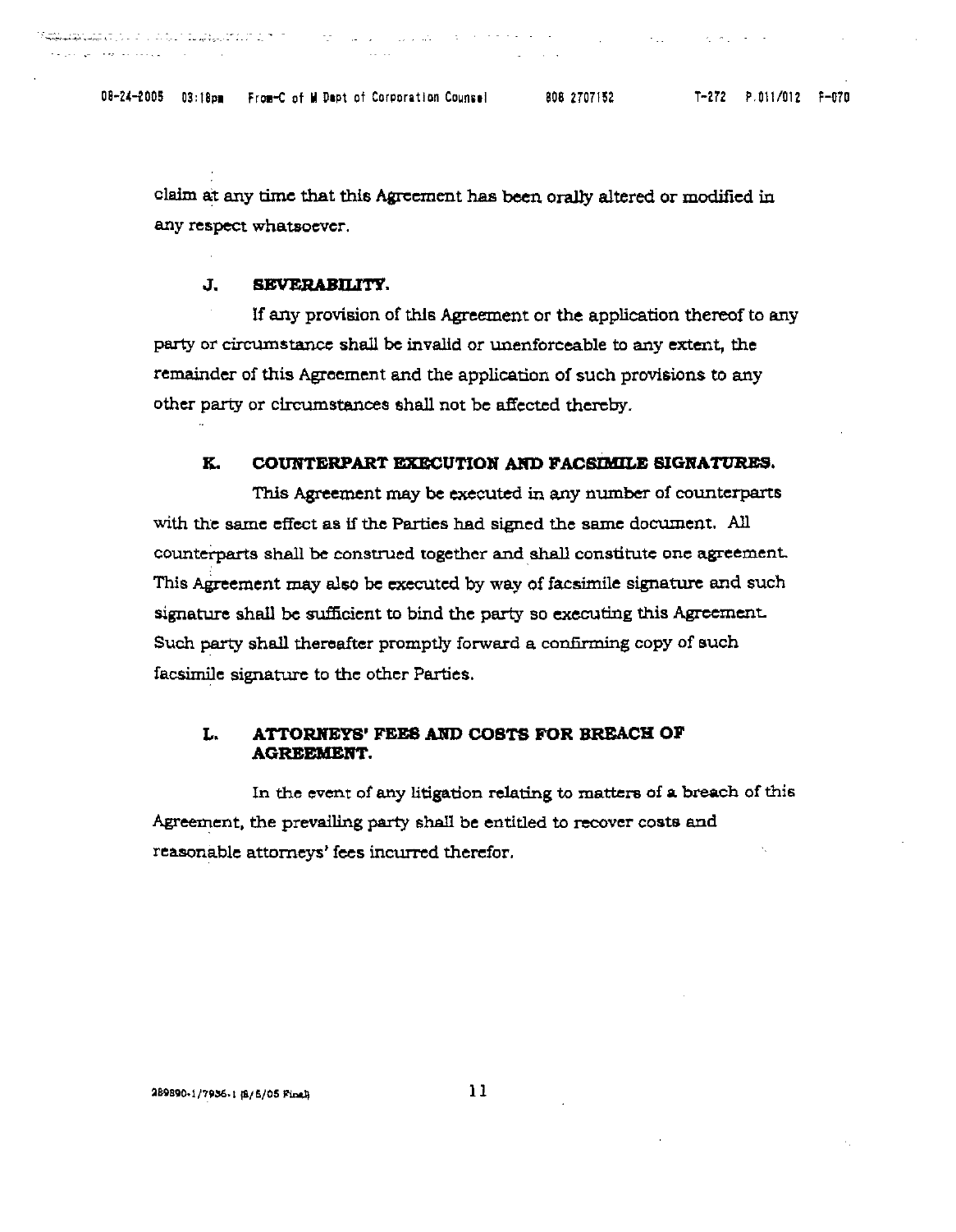claim at any time that this Agreement has been orally altered or modified in any respect whatsoever.

### J. SEVERABILITY.

If any provision of this Agreement or the application thereof to any party or circumstance shall be invalid or unenforceable to any extent, the remainder of this Agreement and the application of such provisions to any other party or circumstances shall not be affected thereby.

### K. COUNTERPART EXECUTION AND FACSIMILE SIGNATURES.

This Agreement may be executed in any number of counterparts with the same effect as if the Parties had signed the same document. All counterparts shall be construed together and shall constitute one agreement. This Agreement may also be executed by way of facsimile signature and such signature shall be sufficient to bind the party so executing this Agreement. Such party shall thereafter promptly forward a confirming copy of such facsimile signature to the other Parties.

### L. ATTORNEYS' FEES AND COSTS FOR BREACH OF AGREEMENT.

In the event of any litigation relating to matters of a breach of this Agreement, the prevailing party shall be entitled to recover costs and reasonable attorneys' fees incurred therefor.

289890-1/7936-1 (8/5/05 Final)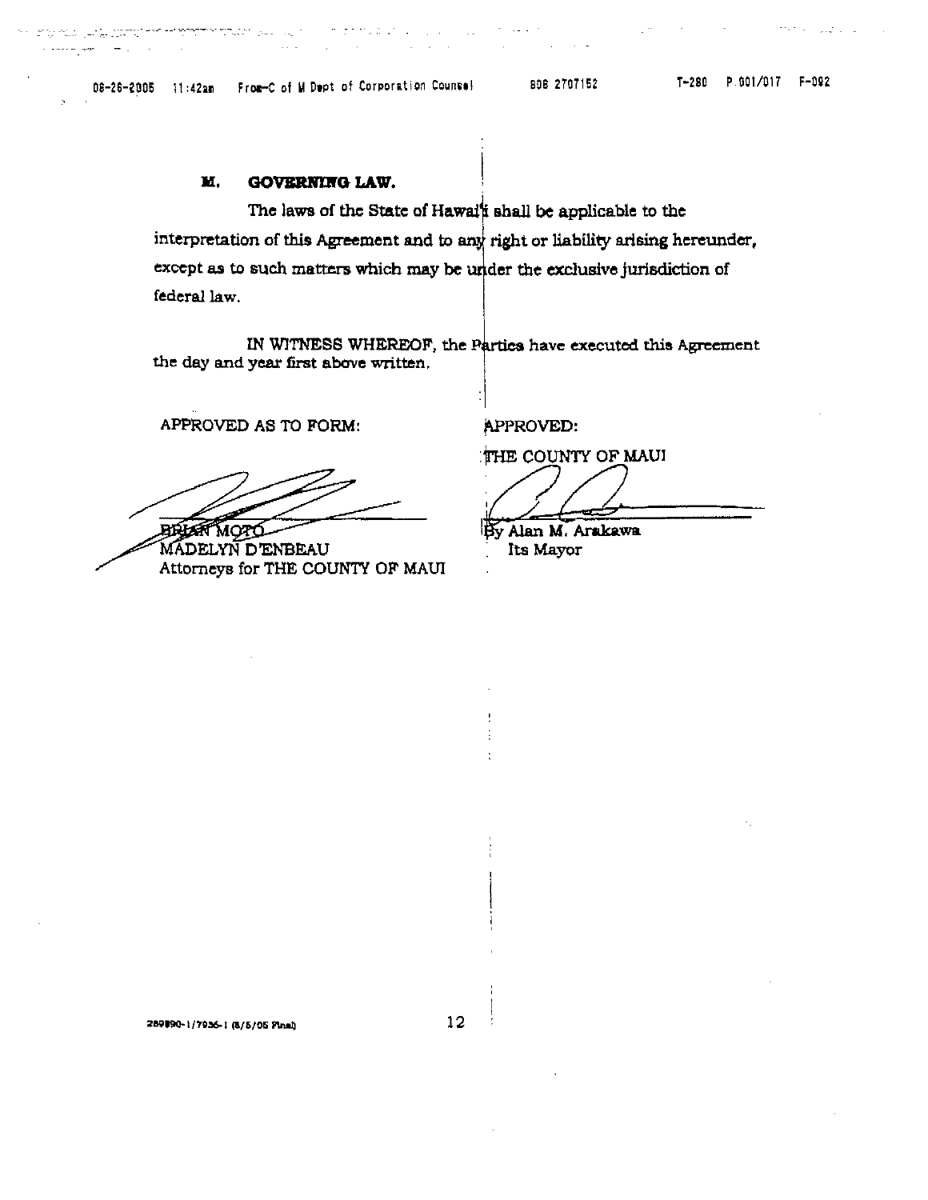## M. GOVERNING LAW.

The laws of the State of Hawai'i shall be applicable to the interpretation of this Agreement and to any right or liability arising hereunder, except as to such matters which may be under the exclusive jurisdiction of federal law.

IN WITNESS WHEREOF, the Parties have executed this Agreement the day and year first above written.

APPROVED AS TO FORM:

BRIAN MOTO
MADELYN D'ENBEAU
Attorneys for THE COUNTY OF MAUI

APPROVED:

THE COUNTY OF MAUI

By Alan M. Arakawa
Its Mayor

289890-1/7936-1 (8/5/05 Final)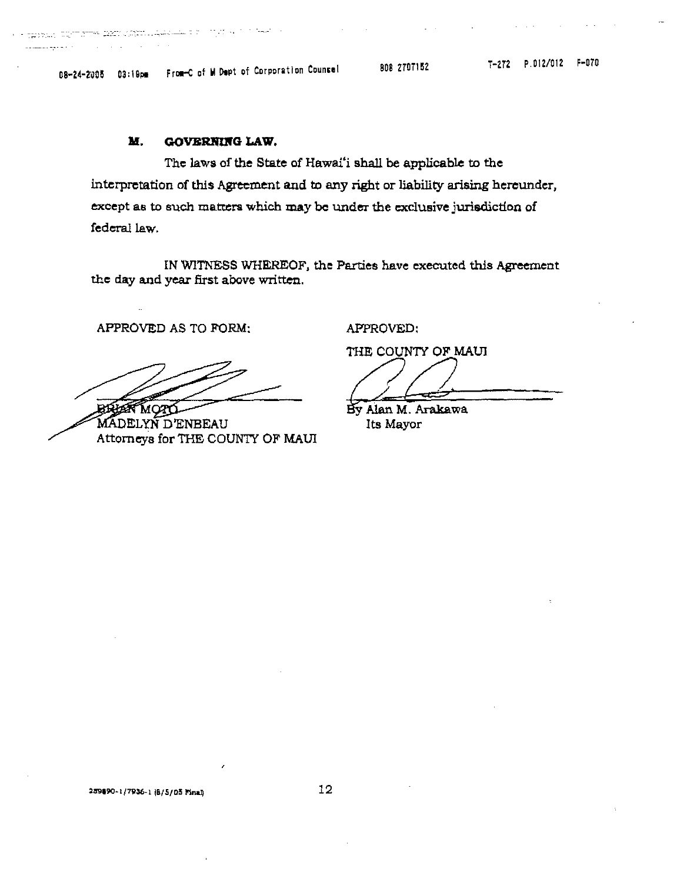## M. GOVERNING LAW.

The laws of the State of Hawai'i shall be applicable to the interpretation of this Agreement and to any right or liability arising hereunder, except as to such matters which may be under the exclusive jurisdiction of federal law.

IN WITNESS WHEREOF, the Parties have executed this Agreement the day and year first above written.

| APPROVED AS TO FORM: | APPROVED: |
|---|---|
| | THE COUNTY OF MAUI |
| BRIAN MOTO | By Alan M. Arakawa |
| MADELYN D'ENBEAU | Its Mayor |
| Attorneys for THE COUNTY OF MAUI | |

289890-1/7936-1 (8/5/05 Final)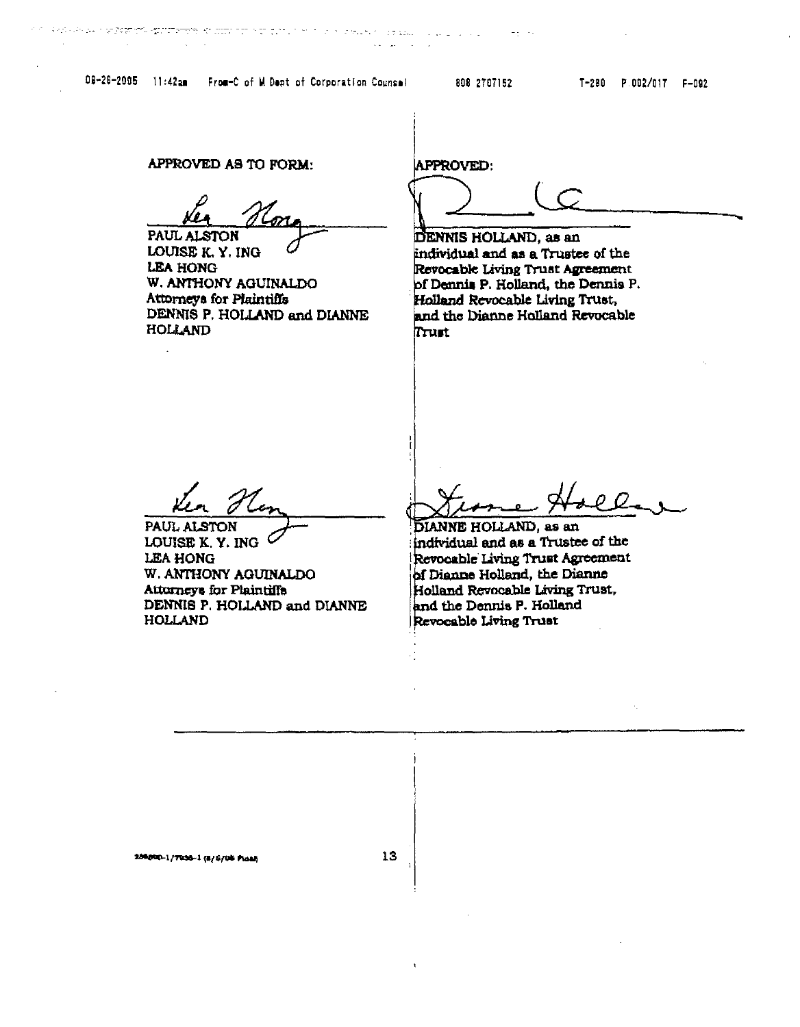APPROVED AS TO FORM:

PAUL ALSTON
LOUISE K. Y. ING
LEA HONG
W. ANTHONY AGUINALDO
Attorneys for Plaintiffs
DENNIS P. HOLLAND and DIANNE HOLLAND

APPROVED:

DENNIS HOLLAND, as an individual and as a Trustee of the Revocable Living Trust Agreement of Dennis P. Holland, the Dennis P. Holland Revocable Living Trust, and the Dianne Holland Revocable Trust

PAUL ALSTON
LOUISE K. Y. ING
LEA HONG
W. ANTHONY AGUINALDO
Attorneys for Plaintiffs
DENNIS P. HOLLAND and DIANNE HOLLAND

DIANNE HOLLAND, as an individual and as a Trustee of the Revocable Living Trust Agreement of Dianne Holland, the Dianne Holland Revocable Living Trust, and the Dennis P. Holland Revocable Living Trust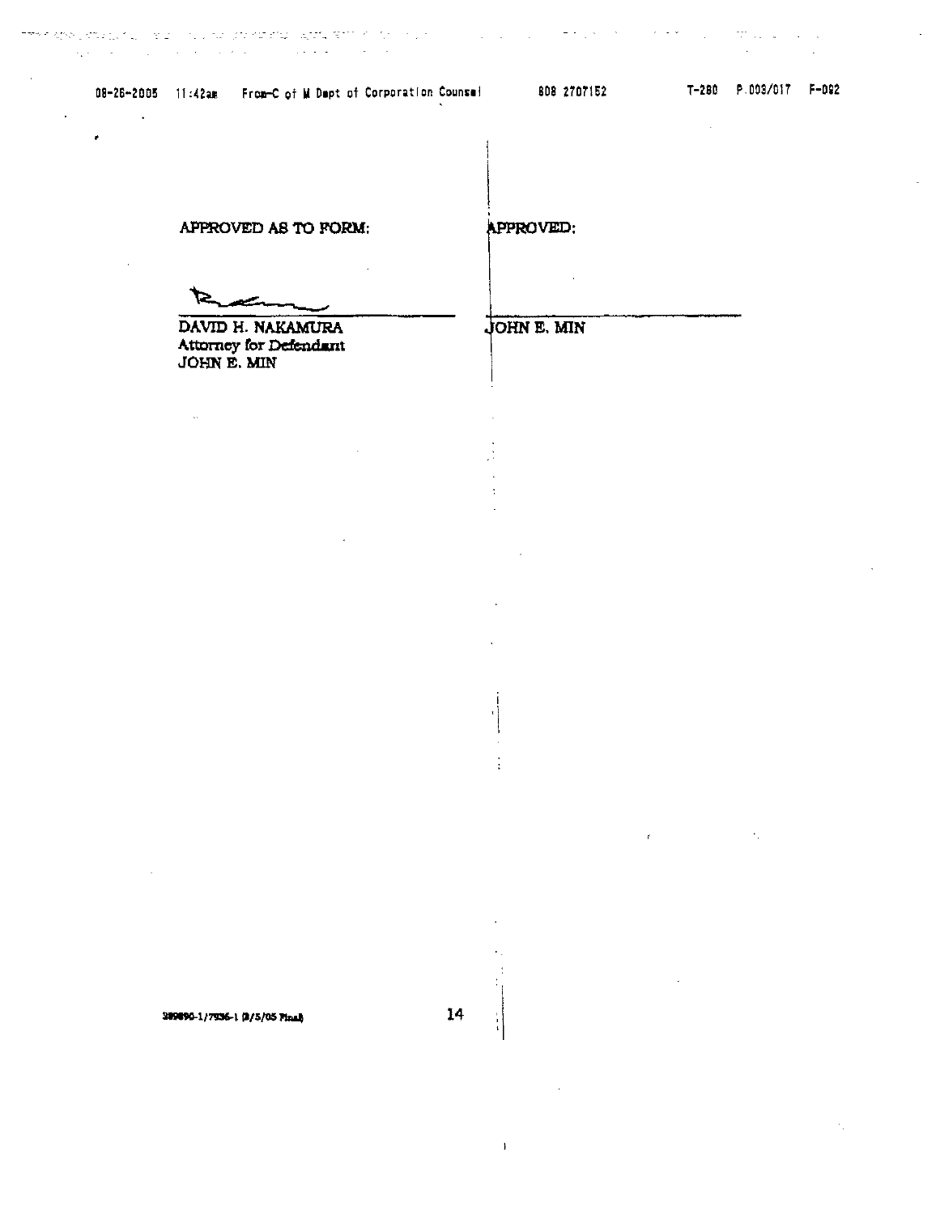| APPROVED AS TO FORM: | APPROVED: |
| --- | --- |
| DAVID H. NAKAMURA<br>Attorney for Defendant<br>JOHN E. MIN | JOHN E. MIN |

389890-1/7936-1 (8/5/05 Final)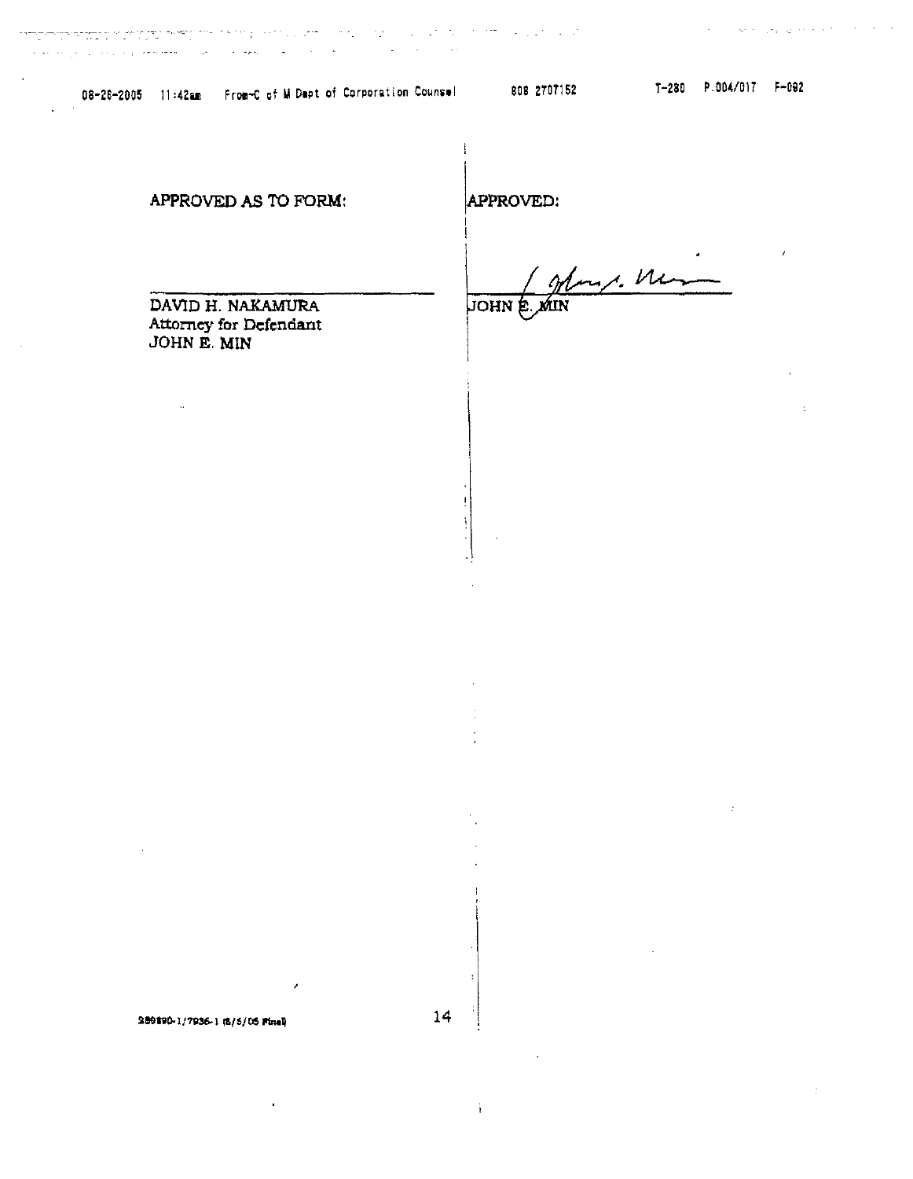| APPROVED AS TO FORM: | APPROVED: |
| --- | --- |
| DAVID H. NAKAMURA<br>Attorney for Defendant<br>JOHN E. MIN | JOHN E. MIN |

289890-1/7936-1 (8/5/05 Final)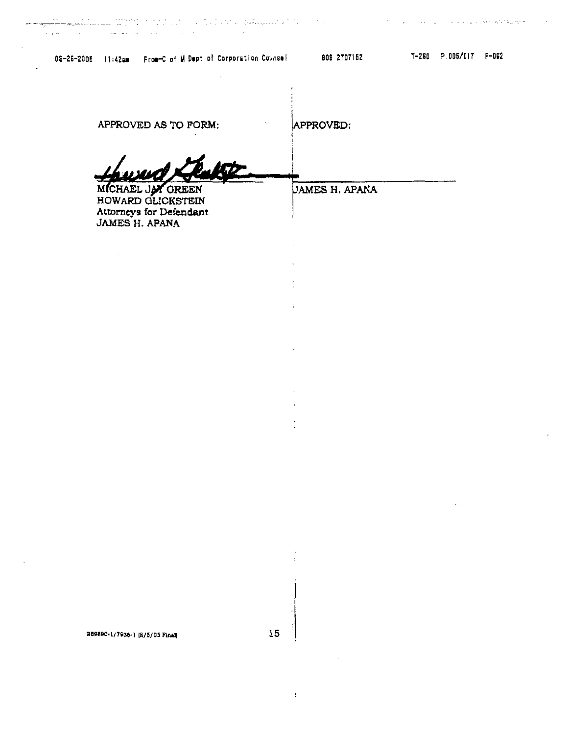| APPROVED AS TO FORM: | APPROVED: |
|---|---|
| MICHAEL JAY GREEN<br>HOWARD GLICKSTEIN<br>Attorneys for Defendant<br>JAMES H. APANA | JAMES H. APANA |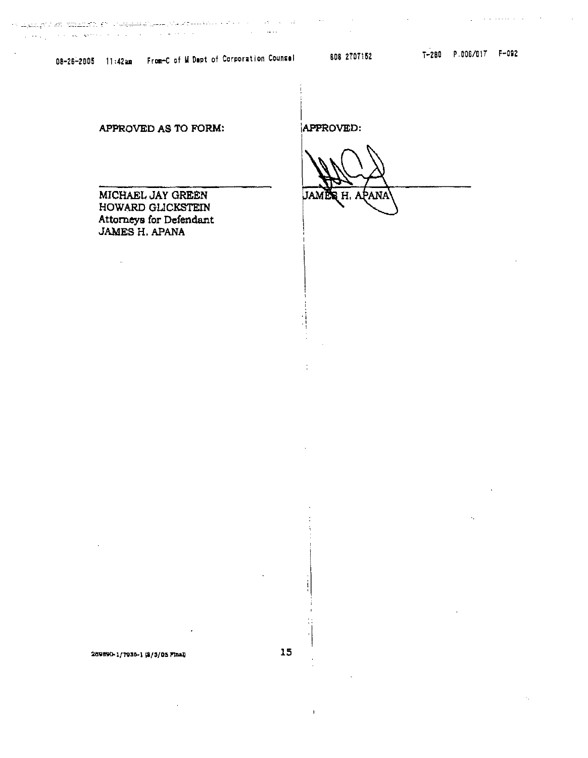APPROVED AS TO FORM:

MICHAEL JAY GREEN
HOWARD GLICKSTEIN
Attorneys for Defendant
JAMES H. APANA

APPROVED:

JAMES H. APANA

289890-1/7935-1 (8/3/05 Final)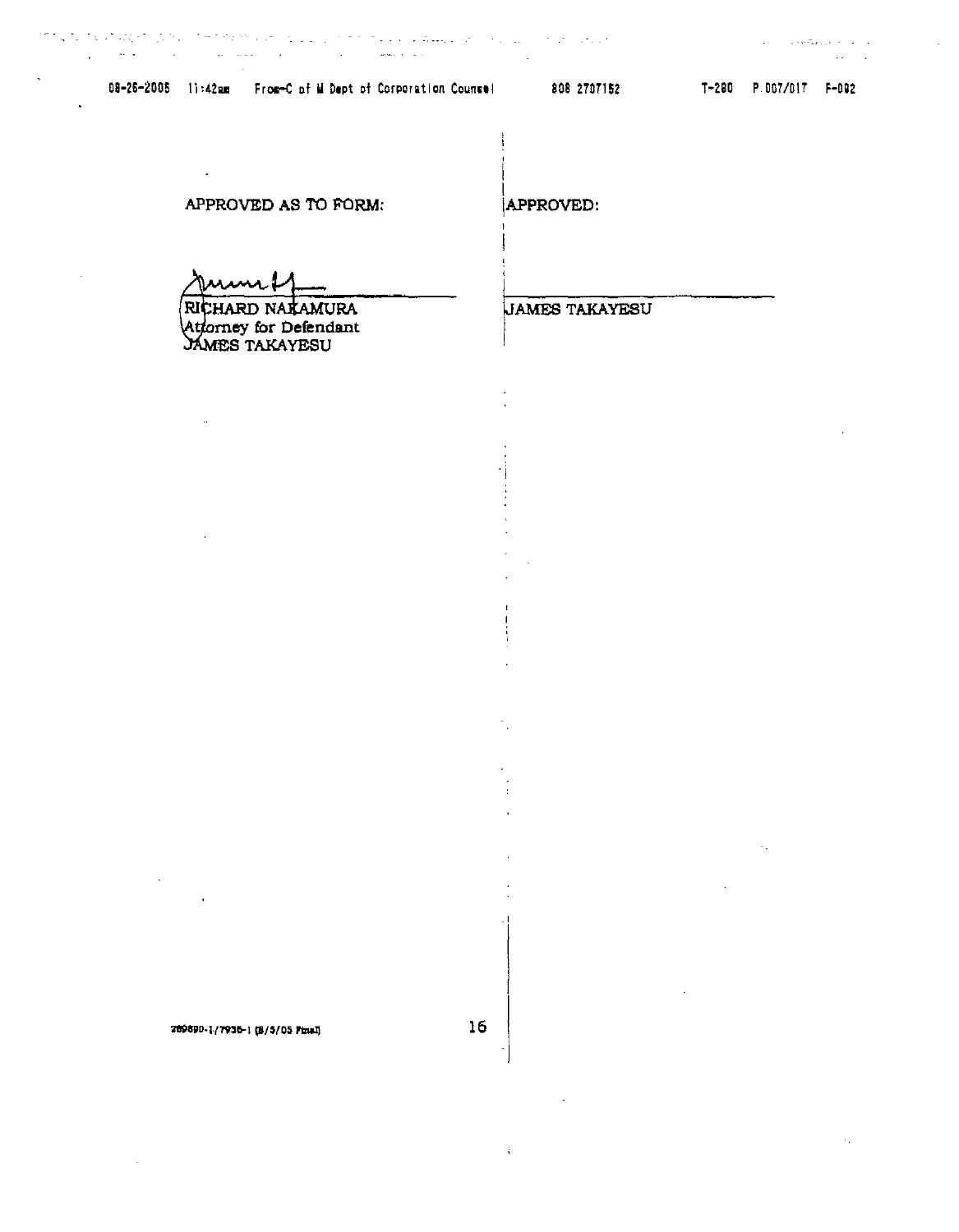APPROVED AS TO FORM:

RICHARD NAKAMURA
Attorney for Defendant
JAMES TAKAYESU

APPROVED:

JAMES TAKAYESU

289890-1/7936-1 (8/5/05 Final)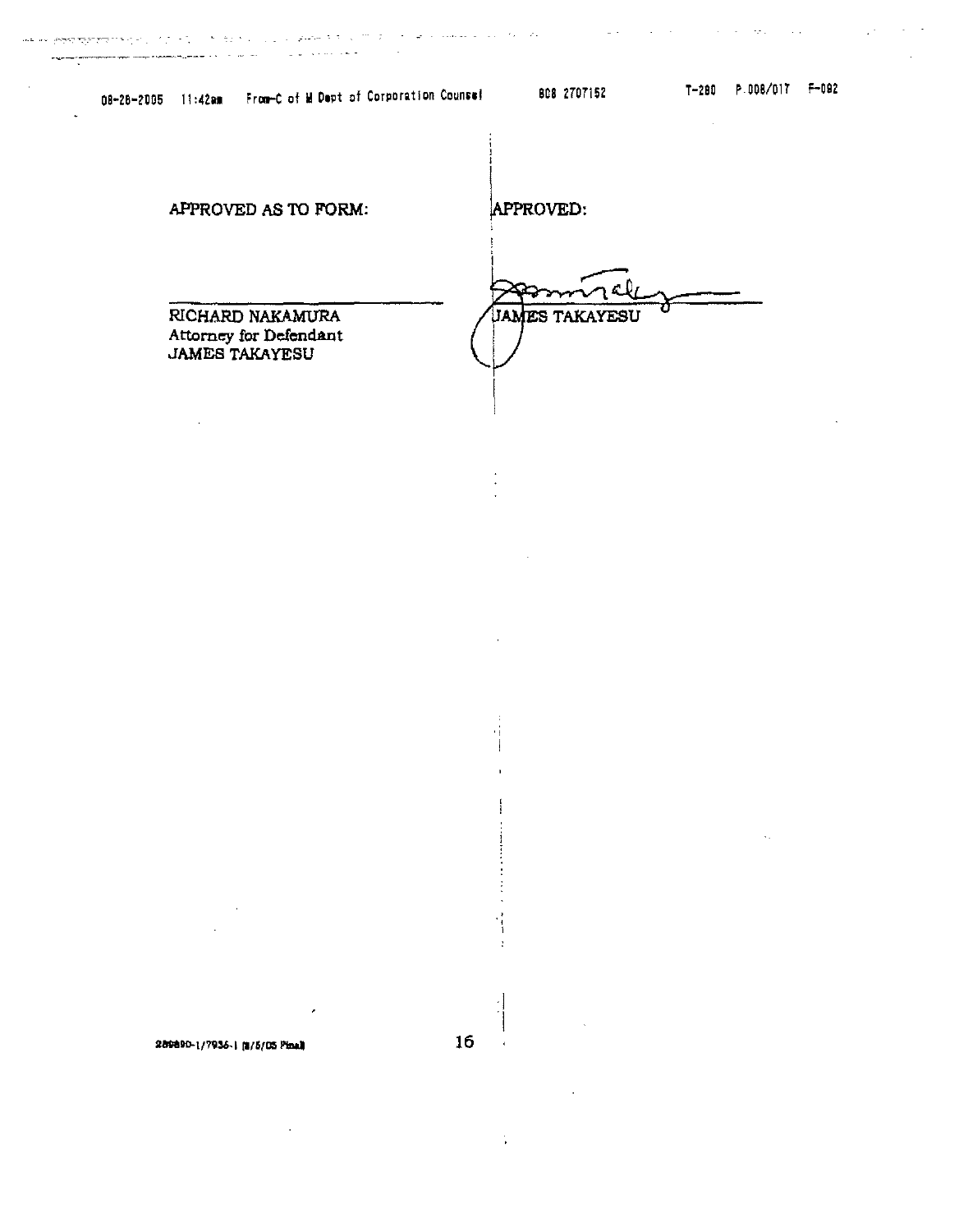APPROVED AS TO FORM:

RICHARD NAKAMURA
Attorney for Defendant
JAMES TAKAYESU

APPROVED:

JAMES TAKAYESU

289890-1/7936-1 (8/5/05 Final)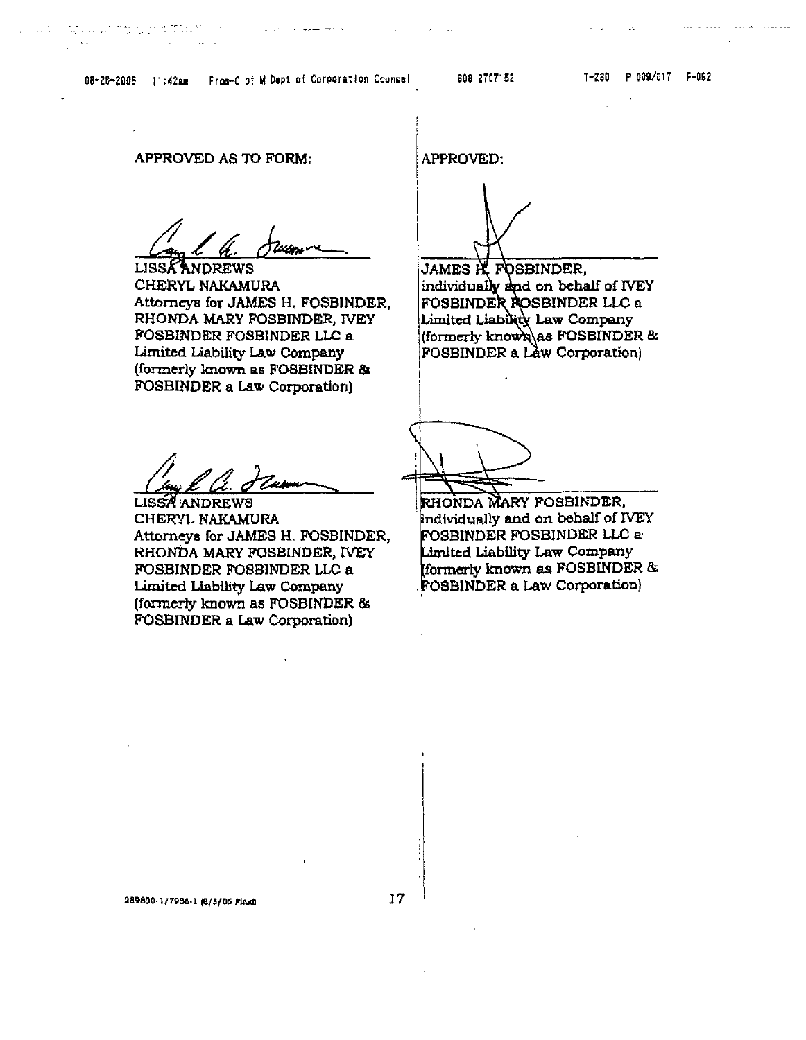APPROVED AS TO FORM:

LISSA ANDREWS
CHERYL NAKAMURA
Attorneys for JAMES H. FOSBINDER, RHONDA MARY FOSBINDER, IVEY FOSBINDER FOSBINDER LLC a Limited Liability Law Company (formerly known as FOSBINDER & FOSBINDER a Law Corporation)

LISSA ANDREWS
CHERYL NAKAMURA
Attorneys for JAMES H. FOSBINDER, RHONDA MARY FOSBINDER, IVEY FOSBINDER FOSBINDER LLC a Limited Liability Law Company (formerly known as FOSBINDER & FOSBINDER a Law Corporation)

APPROVED:

JAMES H. FOSBINDER, individually and on behalf of IVEY FOSBINDER FOSBINDER LLC a Limited Liability Law Company (formerly known as FOSBINDER & FOSBINDER a Law Corporation)

RHONDA MARY FOSBINDER, individually and on behalf of IVEY FOSBINDER FOSBINDER LLC a Limited Liability Law Company (formerly known as FOSBINDER & FOSBINDER a Law Corporation)

289890-1/7936-1 (8/5/05 Final)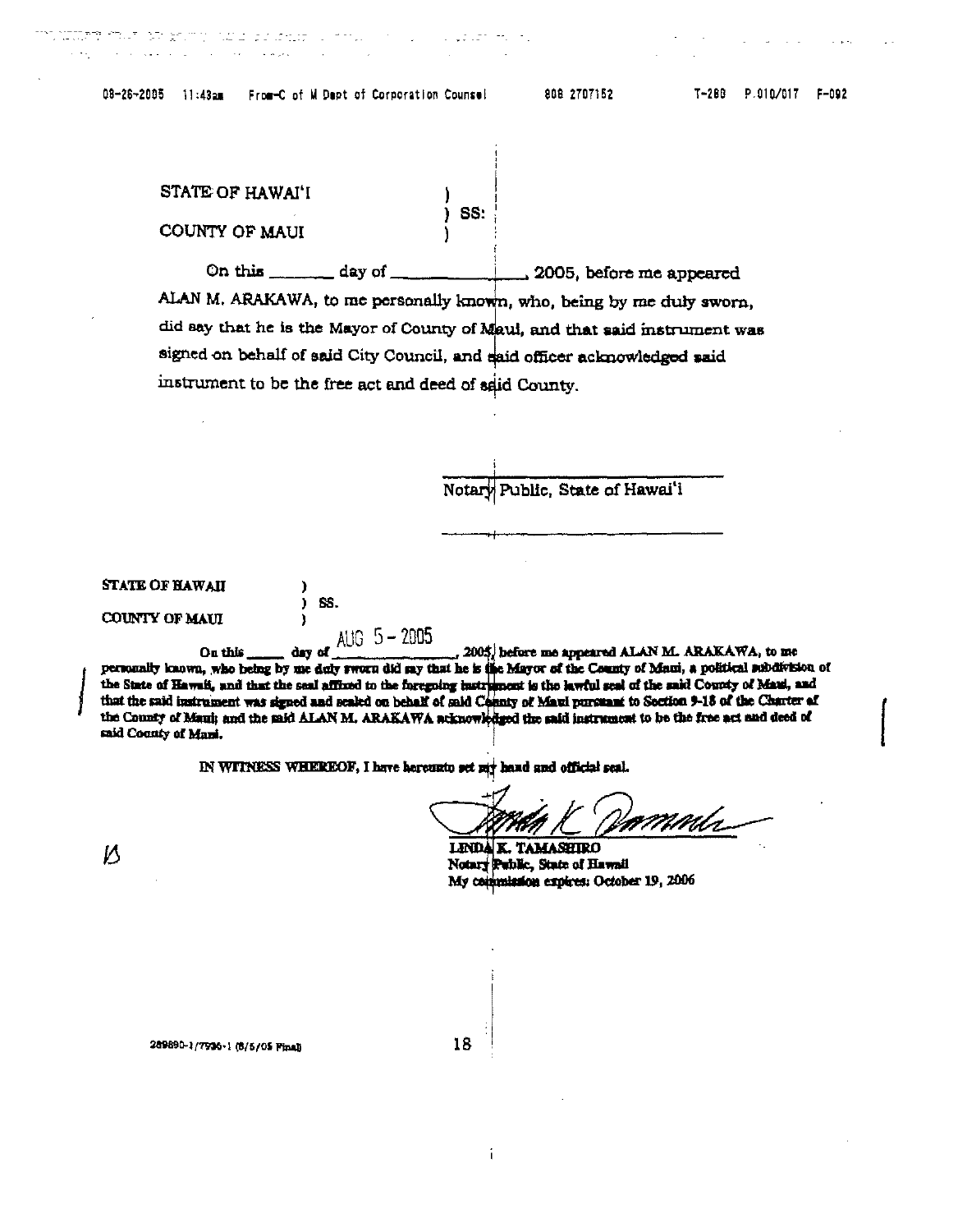STATE OF HAWAI'I )
) SS:
COUNTY OF MAUI )

On this _______ day of _____________, 2005, before me appeared ALAN M. ARAKAWA, to me personally known, who, being by me duly sworn, did say that he is the Mayor of County of Maui, and that said instrument was signed on behalf of said City Council, and said officer acknowledged said instrument to be the free act and deed of said County.

_________________________
Notary Public, State of Hawai'i

_________________________

**STATE OF HAWAII** )
) SS.
**COUNTY OF MAUI** )

**On this _____ day of AUG 5 - 2005, 2005, before me appeared ALAN M. ARAKAWA, to me personally known, who being by me duly sworn did say that he is the Mayor of the County of Maui, a political subdivision of the State of Hawaii, and that the seal affixed to the foregoing instrument is the lawful seal of the said County of Maui, and that the said instrument was signed and sealed on behalf of said County of Maui pursuant to Section 9-18 of the Charter of the County of Maui; and the said ALAN M. ARAKAWA acknowledged the said instrument to be the free act and deed of said County of Maui.**

**IN WITNESS WHEREOF, I have hereunto set my hand and official seal.**

**LINDA K. TAMASHIRO**
**Notary Public, State of Hawaii**
**My commission expires: October 19, 2006**

289890-1/7936-1 (8/5/05 Final)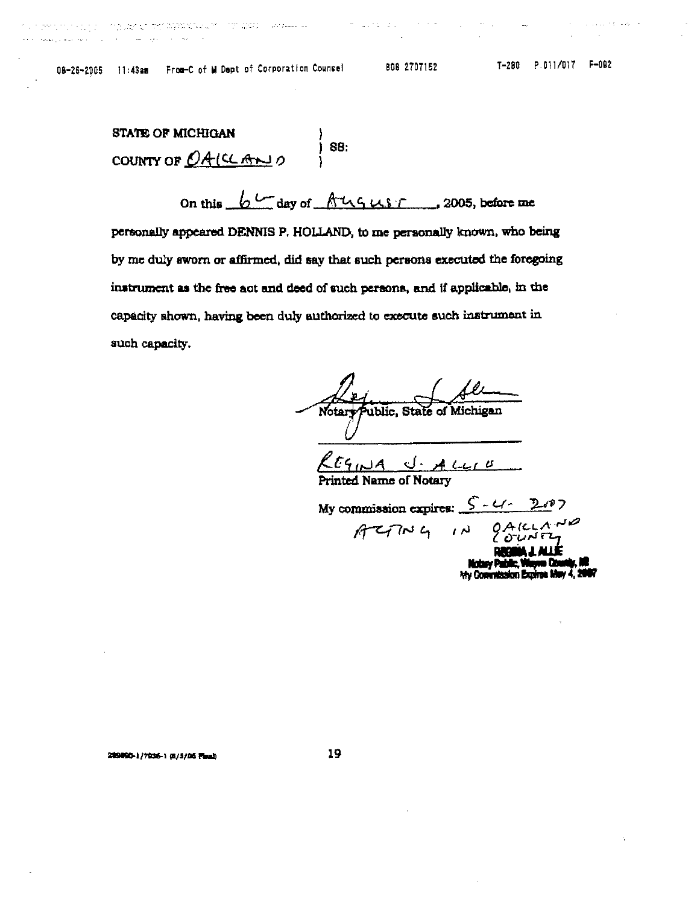STATE OF MICHIGAN )
) SS:
COUNTY OF OAKLAND )

On this 6th day of August, 2005, before me personally appeared DENNIS P. HOLLAND, to me personally known, who being by me duly sworn or affirmed, did say that such persons executed the foregoing instrument as the free act and deed of such persons, and if applicable, in the capacity shown, having been duly authorized to execute such instrument in such capacity.

Notary Public, State of Michigan

REGINA J. ALLIE
Printed Name of Notary

My commission expires: 5-4-2007

ACTING IN OAKLAND COUNTY

REGINA J. ALLIE
Notary Public, Wayne County, MI
My Commission Expires May 4, 2007

289890-1/7036-1 (8/3/05 Flaub)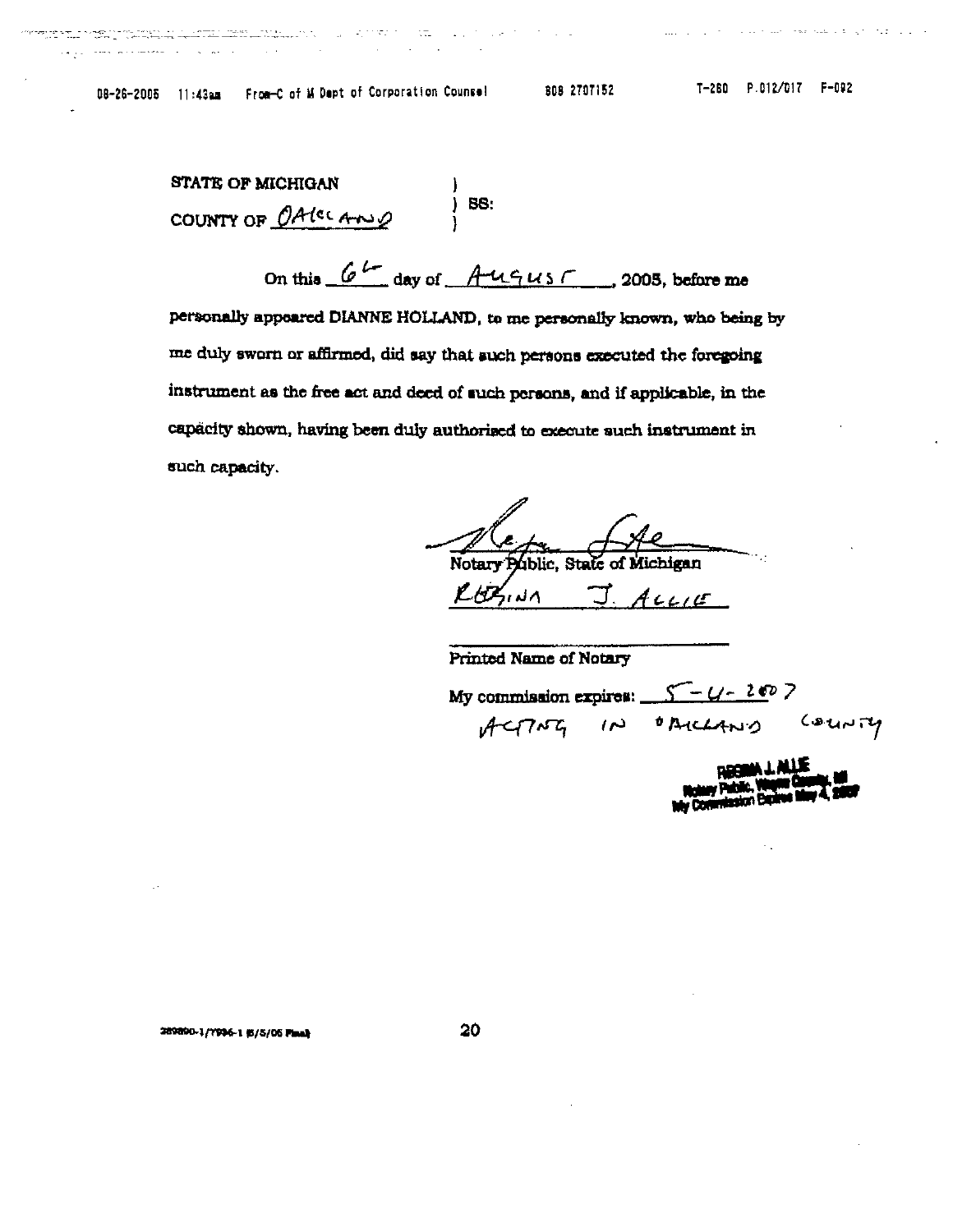STATE OF MICHIGAN )
) SS:
COUNTY OF OAKLAND )

On this 6th day of August, 2005, before me personally appeared DIANNE HOLLAND, to me personally known, who being by me duly sworn or affirmed, did say that such persons executed the foregoing instrument as the free act and deed of such persons, and if applicable, in the capacity shown, having been duly authorised to execute such instrument in such capacity.

Notary Public, State of Michigan

REGINA J. ALLIE

Printed Name of Notary

My commission expires: 5-4-2007

ACTING IN OAKLAND COUNTY

REGINA J. ALLIE
Notary Public, Wayne County, MI
My Commission Expires May 4, 2007

289890-1/7996-1 (8/5/05 Final)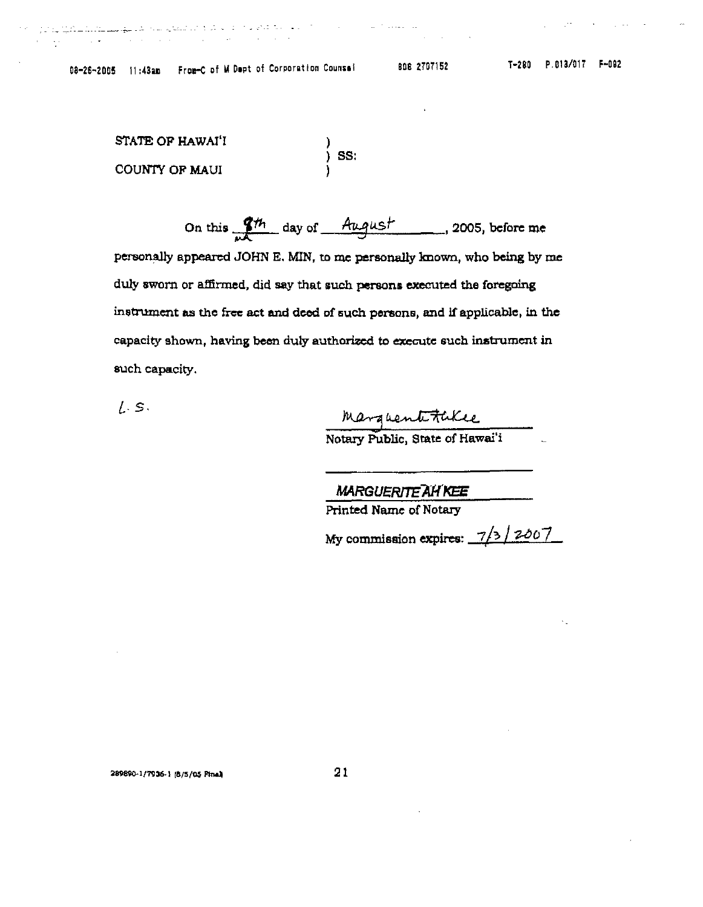STATE OF HAWAI'I )
) SS:
COUNTY OF MAUI )

On this 9th day of August, 2005, before me personally appeared JOHN E. MIN, to me personally known, who being by me duly sworn or affirmed, did say that such persons executed the foregoing instrument as the free act and deed of such persons, and if applicable, in the capacity shown, having been duly authorized to execute such instrument in such capacity.

L. S.

Marguerite AhKee
Notary Public, State of Hawai'i

MARGUERITE AH KEE
Printed Name of Notary

My commission expires: 7/3/2007

289890-1/7036-1 (8/5/05 Final)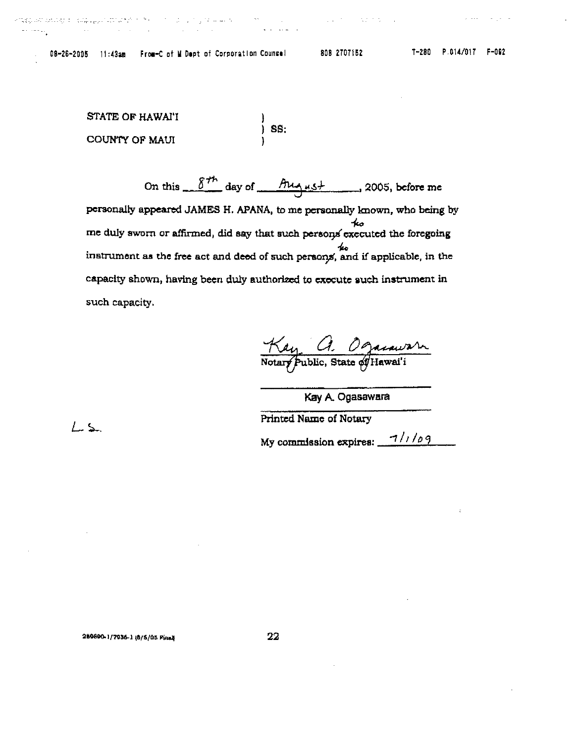STATE OF HAWAI'I )
) SS:
COUNTY OF MAUI )

On this 8th day of August, 2005, before me personally appeared JAMES H. APANA, to me personally known, who being by me duly sworn or affirmed, did say that such person~~s~~ executed the foregoing instrument as the free act and deed of such person~~s~~, and if applicable, in the capacity shown, having been duly authorized to execute such instrument in such capacity.

Kay A. Ogasawara
Notary Public, State of Hawai'i

Kay A. Ogasawara
Printed Name of Notary

My commission expires: 7/1/09

L.S.

289890-1/7036-1 (8/5/05 Final)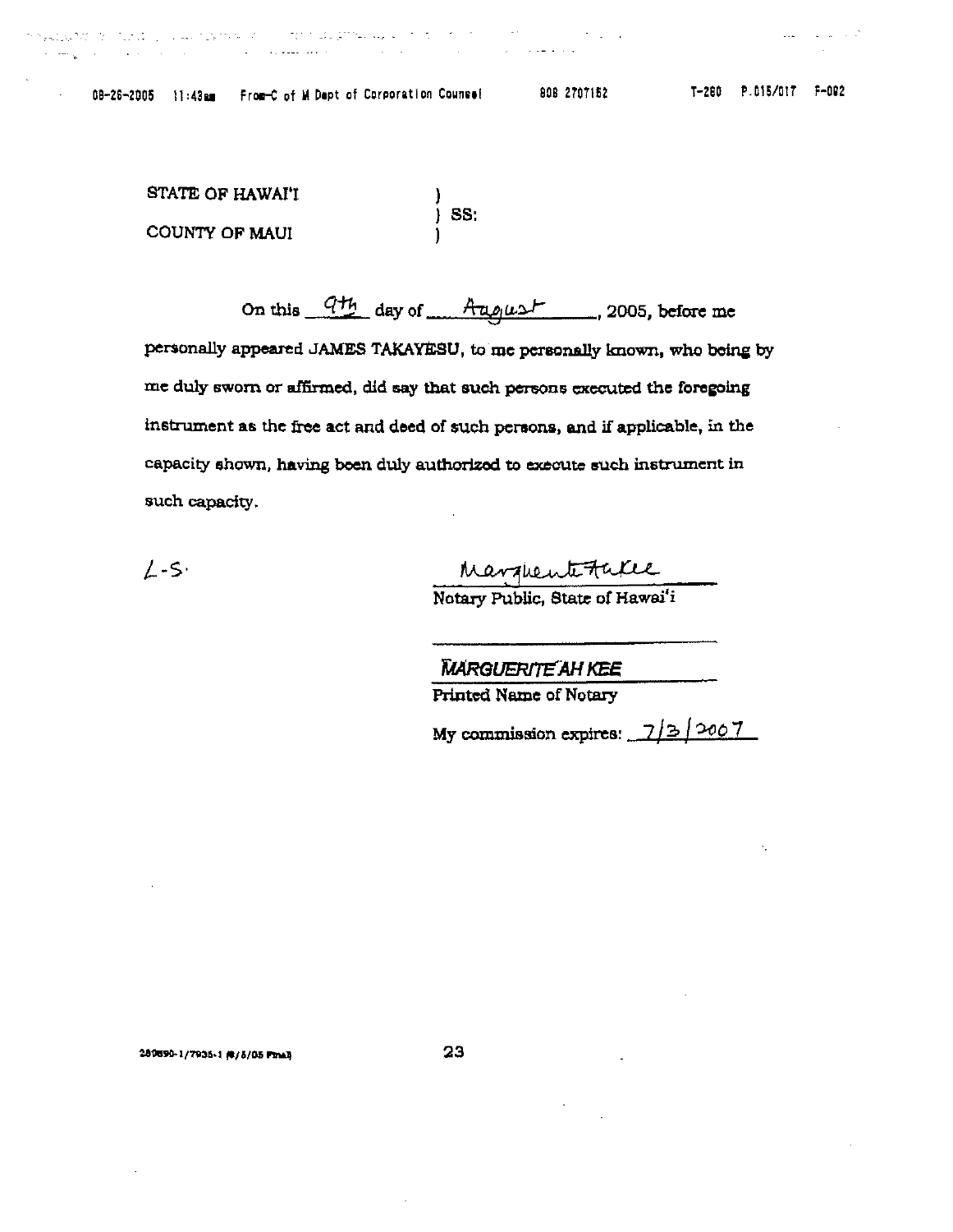STATE OF HAWAI'I )
) SS:
COUNTY OF MAUI )

On this 9th day of August, 2005, before me personally appeared JAMES TAKAYESU, to me personally known, who being by me duly sworn or affirmed, did say that such persons executed the foregoing instrument as the free act and deed of such persons, and if applicable, in the capacity shown, having been duly authorized to execute such instrument in such capacity.

L.S.

Marguerite Ah Kee
Notary Public, State of Hawai'i

MARGUERITE AH KEE
Printed Name of Notary

My commission expires: 7/3/2007

280890-1/7935-1 (8/5/05 Final)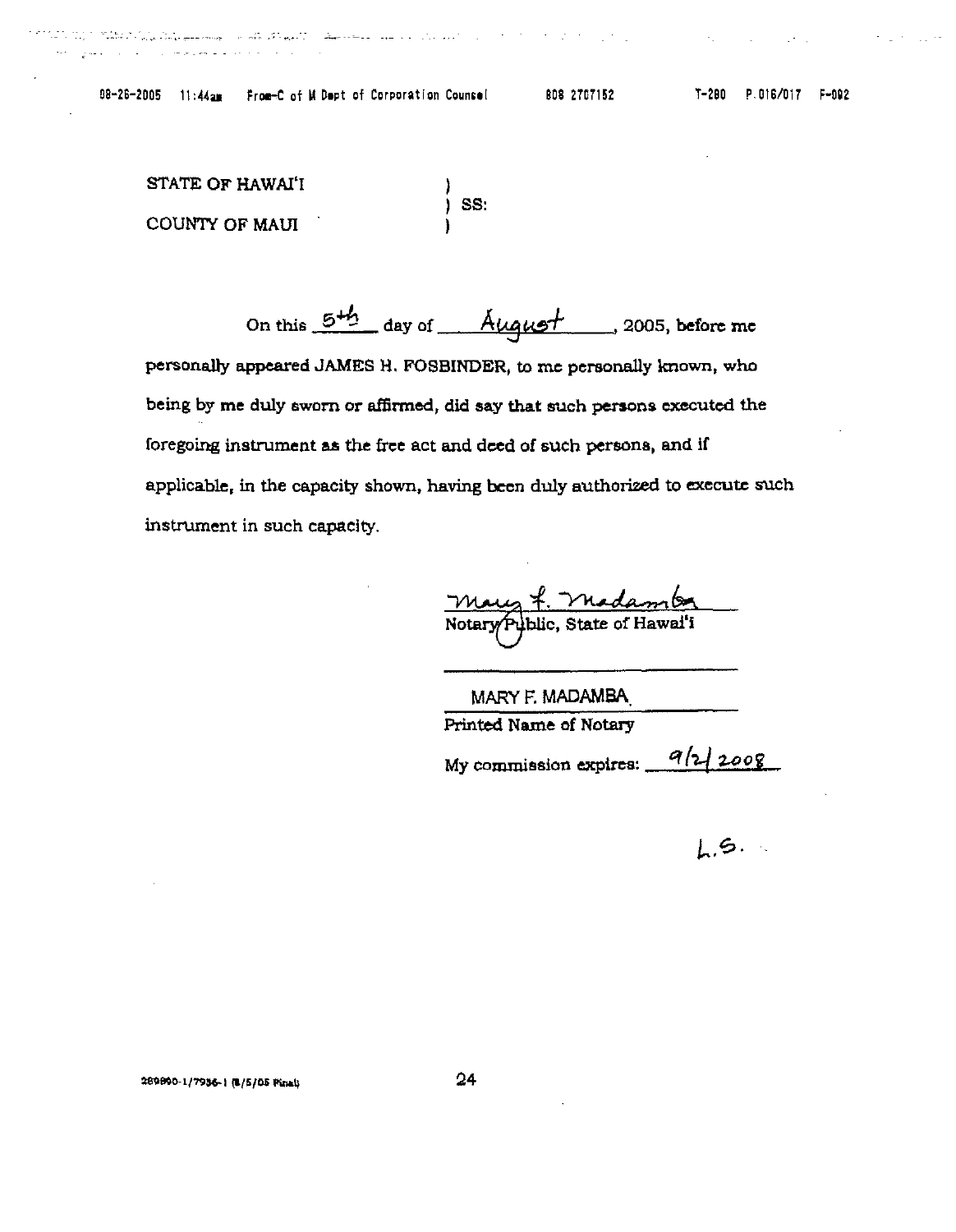STATE OF HAWAI'I ) 
) SS:
COUNTY OF MAUI )

On this 5th day of August, 2005, before me personally appeared JAMES H. FOSBINDER, to me personally known, who being by me duly sworn or affirmed, did say that such persons executed the foregoing instrument as the free act and deed of such persons, and if applicable, in the capacity shown, having been duly authorized to execute such instrument in such capacity.

Mary F. Madamba
Notary Public, State of Hawai'i

MARY F. MADAMBA
Printed Name of Notary

My commission expires: 9/2/2008

L.S.

289890-1/7936-1 (8/5/05 Final)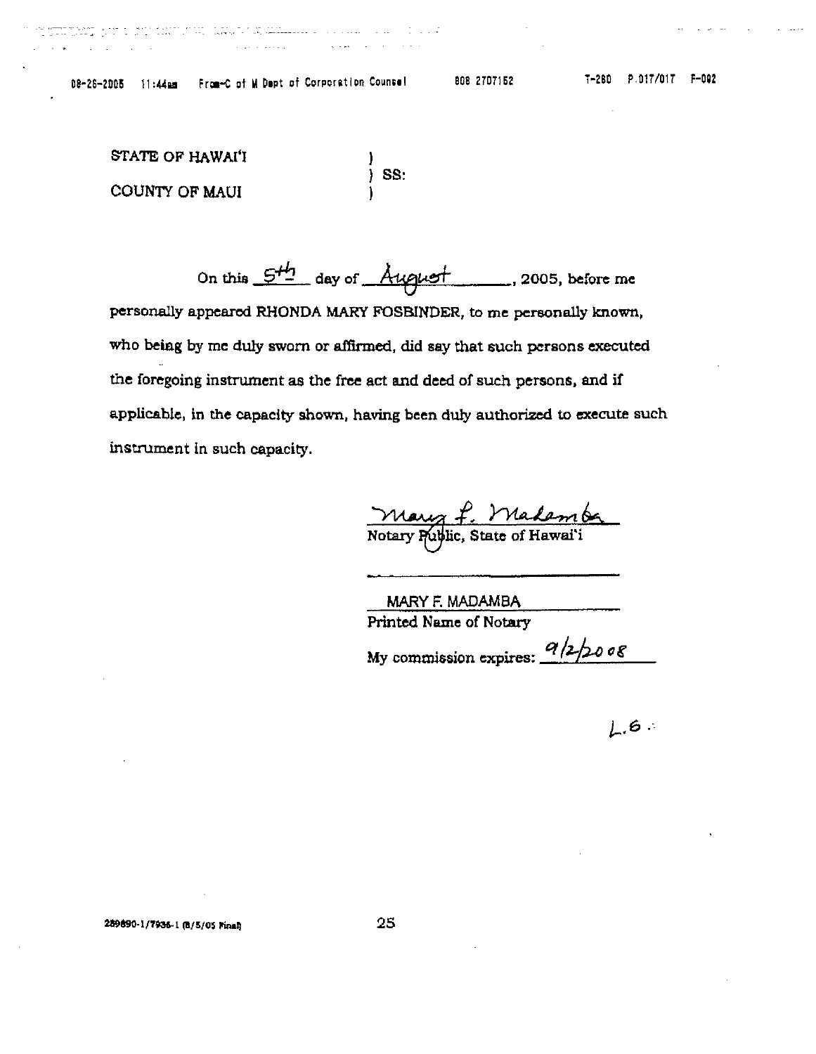STATE OF HAWAI'I )
) SS:
COUNTY OF MAUI )

On this 5th day of August, 2005, before me personally appeared RHONDA MARY FOSBINDER, to me personally known, who being by me duly sworn or affirmed, did say that such persons executed the foregoing instrument as the free act and deed of such persons, and if applicable, in the capacity shown, having been duly authorized to execute such instrument in such capacity.

Mary F. Madamba
Notary Public, State of Hawai'i

MARY F. MADAMBA
Printed Name of Notary

My commission expires: 9/2/2008

L.S.

289890-1/7936-1 (8/5/05 Final)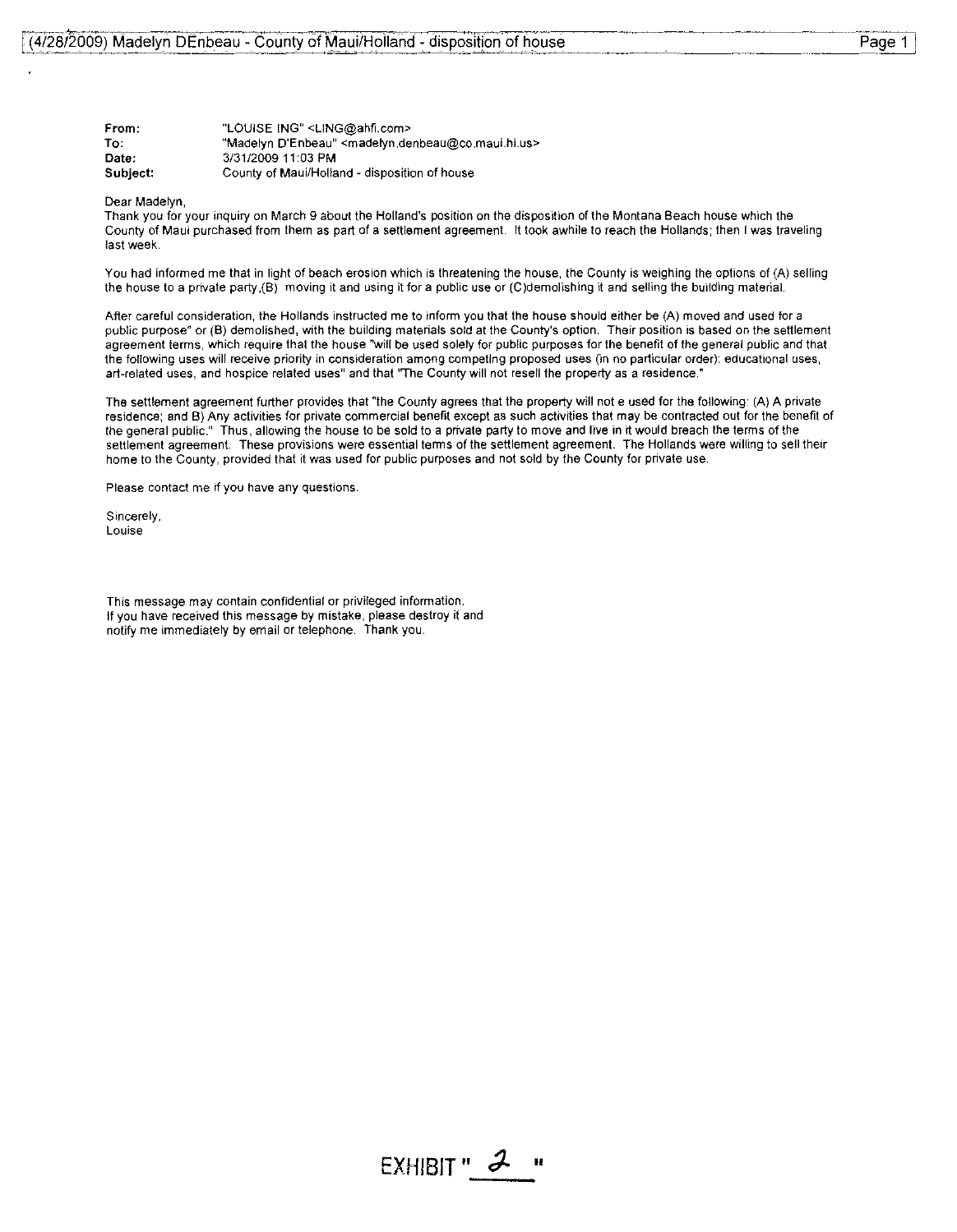**From:** "LOUISE ING" <LING@ahfi.com>
**To:** "Madelyn D'Enbeau" <madelyn.denbeau@co.maui.hi.us>
**Date:** 3/31/2009 11:03 PM
**Subject:** County of Maui/Holland - disposition of house

Dear Madelyn,

Thank you for your inquiry on March 9 about the Holland's position on the disposition of the Montana Beach house which the County of Maui purchased from them as part of a settlement agreement. It took awhile to reach the Hollands; then I was traveling last week.

You had informed me that in light of beach erosion which is threatening the house, the County is weighing the options of (A) selling the house to a private party,(B) moving it and using it for a public use or (C)demolishing it and selling the building material.

After careful consideration, the Hollands instructed me to inform you that the house should either be (A) moved and used for a public purpose" or (B) demolished, with the building materials sold at the County's option. Their position is based on the settlement agreement terms, which require that the house "will be used solely for public purposes for the benefit of the general public and that the following uses will receive priority in consideration among competing proposed uses (in no particular order): educational uses, art-related uses, and hospice related uses" and that "The County will not resell the property as a residence."

The settlement agreement further provides that "the County agrees that the property will not e used for the following: (A) A private residence; and B) Any activities for private commercial benefit except as such activities that may be contracted out for the benefit of the general public." Thus, allowing the house to be sold to a private party to move and live in it would breach the terms of the settlement agreement. These provisions were essential terms of the settlement agreement. The Hollands were willing to sell their home to the County, provided that it was used for public purposes and not sold by the County for private use.

Please contact me if you have any questions.

Sincerely,
Louise

This message may contain confidential or privileged information.
If you have received this message by mistake, please destroy it and notify me immediately by email or telephone. Thank you.

EXHIBIT "2"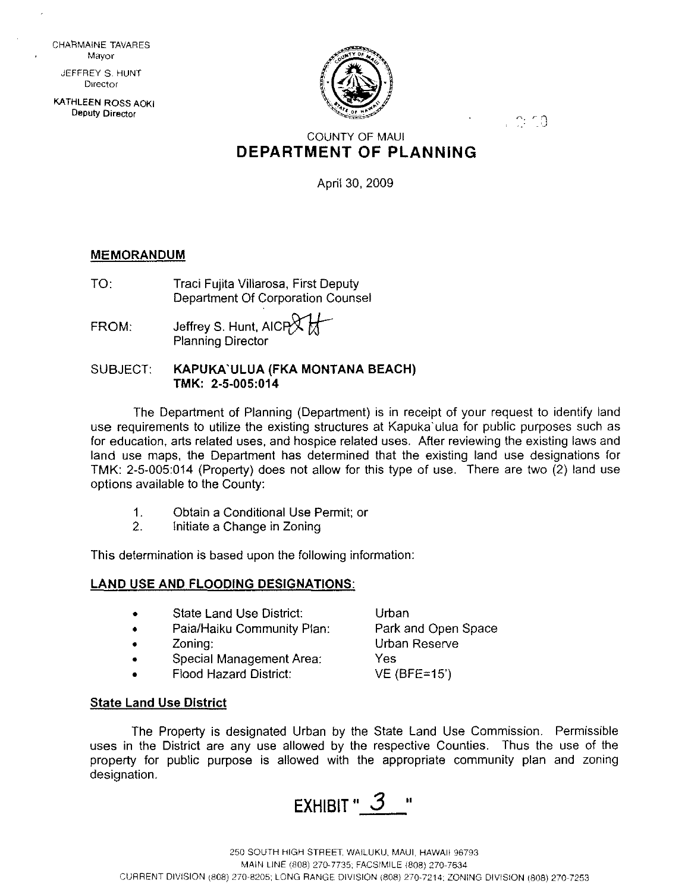CHARMAINE TAVARES
Mayor

JEFFREY S. HUNT
Director

KATHLEEN ROSS AOKI
Deputy Director

COUNTY OF MAUI
**DEPARTMENT OF PLANNING**

April 30, 2009

**MEMORANDUM**

TO: Traci Fujita Villarosa, First Deputy
Department Of Corporation Counsel

FROM: Jeffrey S. Hunt, AICP
Planning Director

SUBJECT: **KAPUKA`ULUA (FKA MONTANA BEACH)**
**TMK: 2-5-005:014**

The Department of Planning (Department) is in receipt of your request to identify land use requirements to utilize the existing structures at Kapuka`ulua for public purposes such as for education, arts related uses, and hospice related uses. After reviewing the existing laws and land use maps, the Department has determined that the existing land use designations for TMK: 2-5-005:014 (Property) does not allow for this type of use. There are two (2) land use options available to the County:

1. Obtain a Conditional Use Permit; or
2. Initiate a Change in Zoning

This determination is based upon the following information:

**LAND USE AND FLOODING DESIGNATIONS:**

- State Land Use District: Urban
- Paia/Haiku Community Plan: Park and Open Space
- Zoning: Urban Reserve
- Special Management Area: Yes
- Flood Hazard District: VE (BFE=15')

**State Land Use District**

The Property is designated Urban by the State Land Use Commission. Permissible uses in the District are any use allowed by the respective Counties. Thus the use of the property for public purpose is allowed with the appropriate community plan and zoning designation.

EXHIBIT " 3 "

250 SOUTH HIGH STREET, WAILUKU, MAUI, HAWAII 96793
MAIN LINE (808) 270-7735; FACSIMILE (808) 270-7634
CURRENT DIVISION (808) 270-8205; LONG RANGE DIVISION (808) 270-7214; ZONING DIVISION (808) 270-7253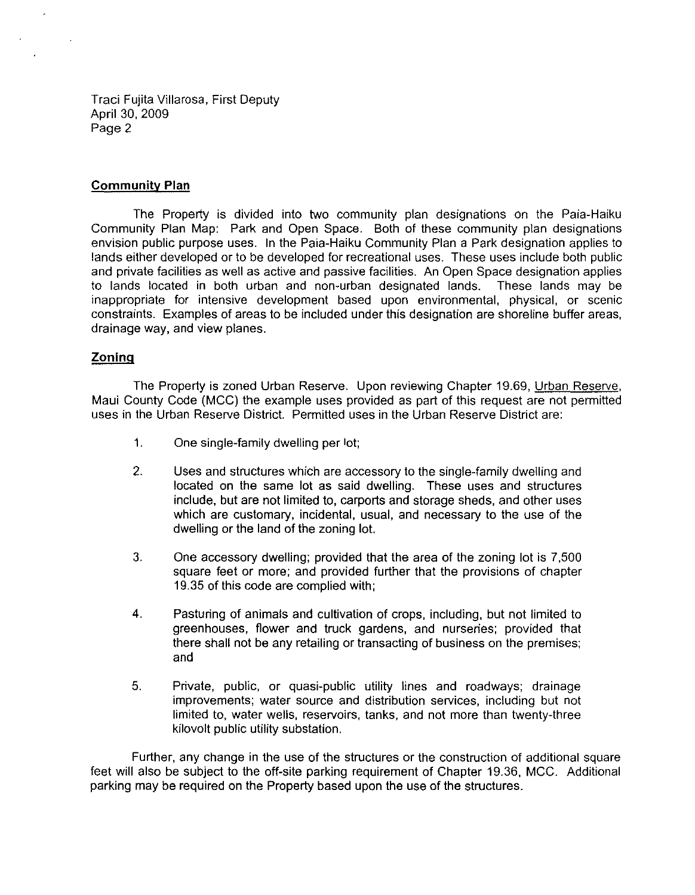Traci Fujita Villarosa, First Deputy
April 30, 2009
Page 2

**Community Plan**

The Property is divided into two community plan designations on the Paia-Haiku Community Plan Map: Park and Open Space. Both of these community plan designations envision public purpose uses. In the Paia-Haiku Community Plan a Park designation applies to lands either developed or to be developed for recreational uses. These uses include both public and private facilities as well as active and passive facilities. An Open Space designation applies to lands located in both urban and non-urban designated lands. These lands may be inappropriate for intensive development based upon environmental, physical, or scenic constraints. Examples of areas to be included under this designation are shoreline buffer areas, drainage way, and view planes.

**Zoning**

The Property is zoned Urban Reserve. Upon reviewing Chapter 19.69, Urban Reserve, Maui County Code (MCC) the example uses provided as part of this request are not permitted uses in the Urban Reserve District. Permitted uses in the Urban Reserve District are:

1. One single-family dwelling per lot;

2. Uses and structures which are accessory to the single-family dwelling and located on the same lot as said dwelling. These uses and structures include, but are not limited to, carports and storage sheds, and other uses which are customary, incidental, usual, and necessary to the use of the dwelling or the land of the zoning lot.

3. One accessory dwelling; provided that the area of the zoning lot is 7,500 square feet or more; and provided further that the provisions of chapter 19.35 of this code are complied with;

4. Pasturing of animals and cultivation of crops, including, but not limited to greenhouses, flower and truck gardens, and nurseries; provided that there shall not be any retailing or transacting of business on the premises; and

5. Private, public, or quasi-public utility lines and roadways; drainage improvements; water source and distribution services, including but not limited to, water wells, reservoirs, tanks, and not more than twenty-three kilovolt public utility substation.

Further, any change in the use of the structures or the construction of additional square feet will also be subject to the off-site parking requirement of Chapter 19.36, MCC. Additional parking may be required on the Property based upon the use of the structures.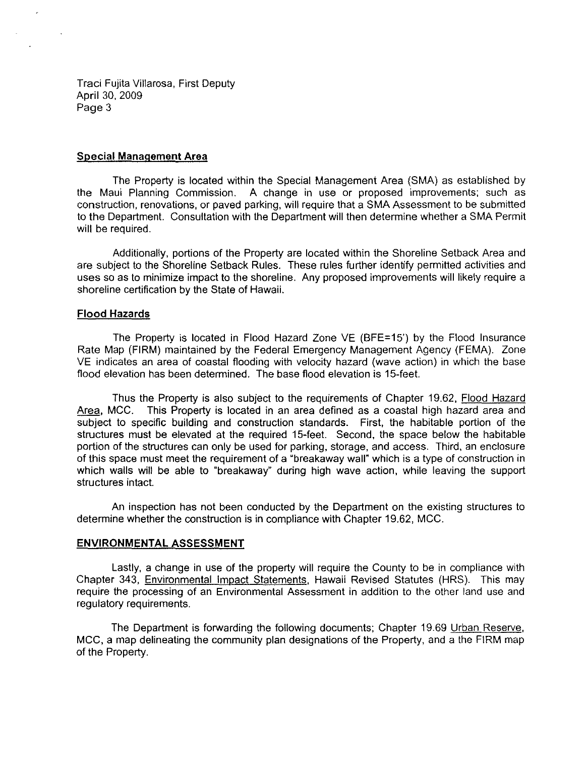Traci Fujita Villarosa, First Deputy
April 30, 2009
Page 3

## Special Management Area

The Property is located within the Special Management Area (SMA) as established by the Maui Planning Commission. A change in use or proposed improvements; such as construction, renovations, or paved parking, will require that a SMA Assessment to be submitted to the Department. Consultation with the Department will then determine whether a SMA Permit will be required.

Additionally, portions of the Property are located within the Shoreline Setback Area and are subject to the Shoreline Setback Rules. These rules further identify permitted activities and uses so as to minimize impact to the shoreline. Any proposed improvements will likely require a shoreline certification by the State of Hawaii.

## Flood Hazards

The Property is located in Flood Hazard Zone VE (BFE=15') by the Flood Insurance Rate Map (FIRM) maintained by the Federal Emergency Management Agency (FEMA). Zone VE indicates an area of coastal flooding with velocity hazard (wave action) in which the base flood elevation has been determined. The base flood elevation is 15-feet.

Thus the Property is also subject to the requirements of Chapter 19.62, Flood Hazard Area, MCC. This Property is located in an area defined as a coastal high hazard area and subject to specific building and construction standards. First, the habitable portion of the structures must be elevated at the required 15-feet. Second, the space below the habitable portion of the structures can only be used for parking, storage, and access. Third, an enclosure of this space must meet the requirement of a "breakaway wall" which is a type of construction in which walls will be able to "breakaway" during high wave action, while leaving the support structures intact.

An inspection has not been conducted by the Department on the existing structures to determine whether the construction is in compliance with Chapter 19.62, MCC.

## ENVIRONMENTAL ASSESSMENT

Lastly, a change in use of the property will require the County to be in compliance with Chapter 343, Environmental Impact Statements, Hawaii Revised Statutes (HRS). This may require the processing of an Environmental Assessment in addition to the other land use and regulatory requirements.

The Department is forwarding the following documents; Chapter 19.69 Urban Reserve, MCC, a map delineating the community plan designations of the Property, and a the FIRM map of the Property.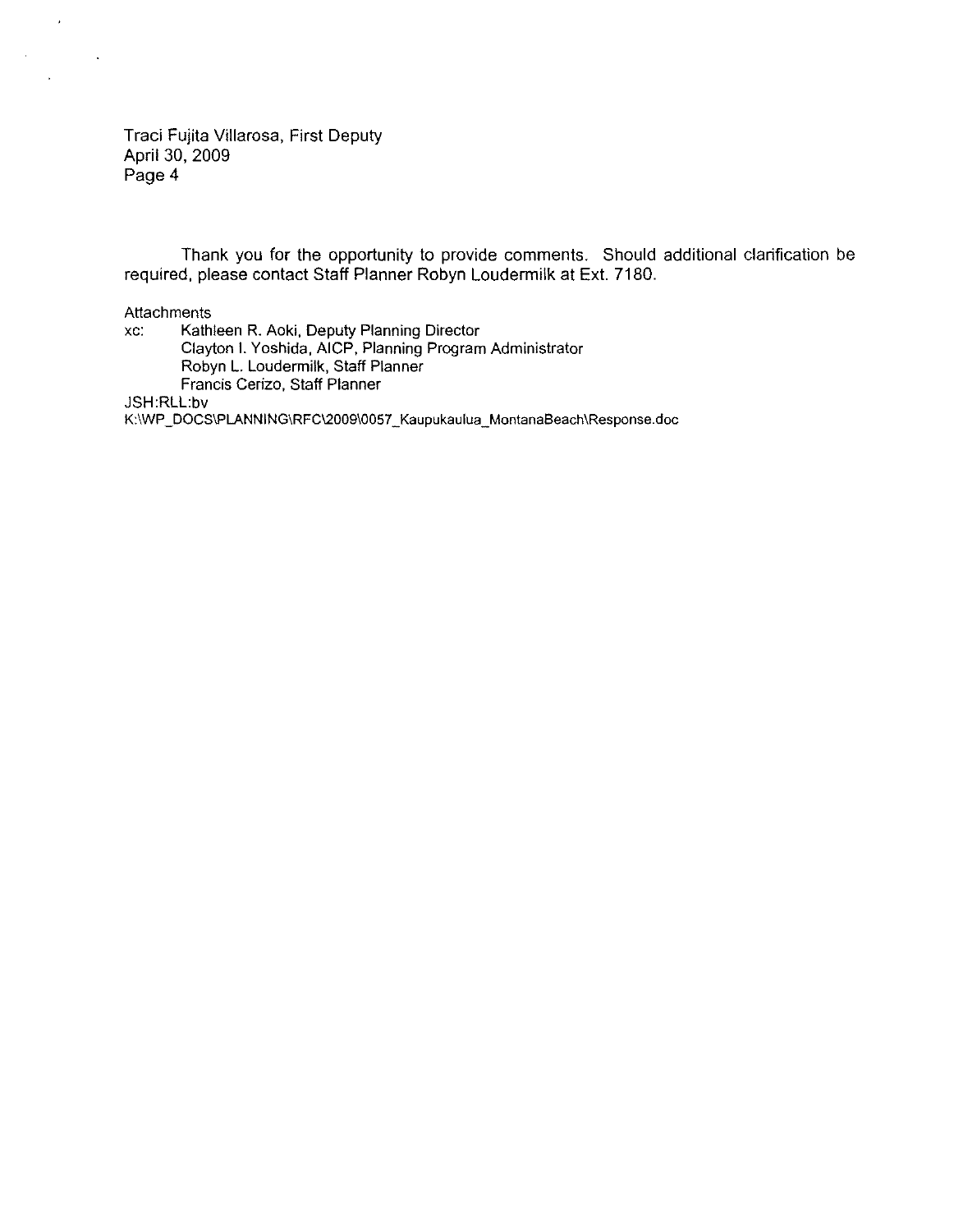Thank you for the opportunity to provide comments. Should additional clarification be required, please contact Staff Planner Robyn Loudermilk at Ext. 7180.

Attachments

xc: Kathleen R. Aoki, Deputy Planning Director
Clayton I. Yoshida, AICP, Planning Program Administrator
Robyn L. Loudermilk, Staff Planner
Francis Cerizo, Staff Planner

JSH:RLL:bv

K:\WP_DOCS\PLANNING\RFC\2009\0057_Kaupukaulua_MontanaBeach\Response.doc